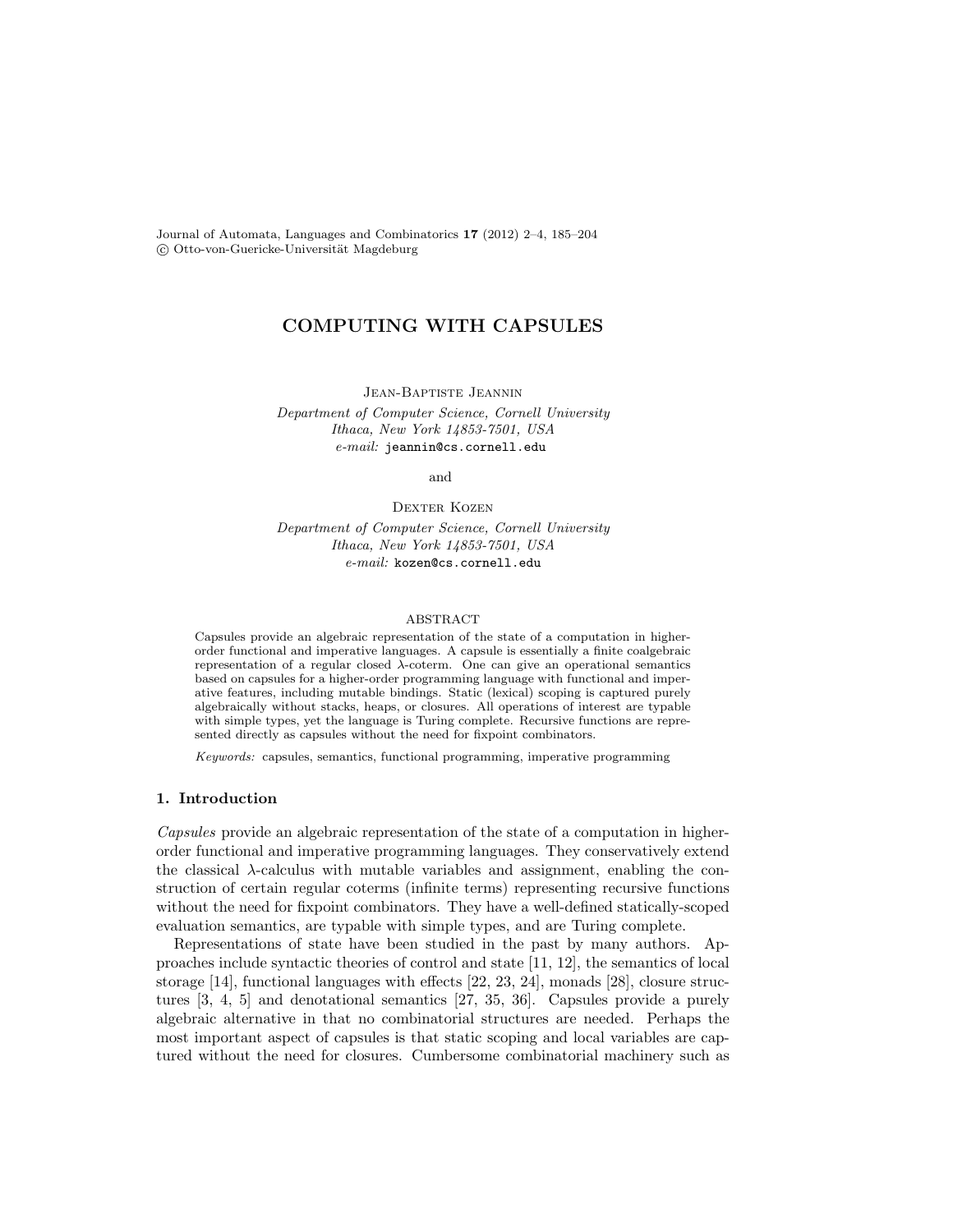# COMPUTING WITH CAPSULES

JEAN-BAPTISTE JEANNIN

*Department of Computer Science, Cornell University*
*Ithaca, New York 14853-7501, USA*
*e-mail:* jeannin@cs.cornell.edu

and

DEXTER KOZEN

*Department of Computer Science, Cornell University*
*Ithaca, New York 14853-7501, USA*
*e-mail:* kozen@cs.cornell.edu

## ABSTRACT

Capsules provide an algebraic representation of the state of a computation in higher-order functional and imperative languages. A capsule is essentially a finite coalgebraic representation of a regular closed $\lambda$-coterm. One can give an operational semantics based on capsules for a higher-order programming language with functional and imperative features, including mutable bindings. Static (lexical) scoping is captured purely algebraically without stacks, heaps, or closures. All operations of interest are typable with simple types, yet the language is Turing complete. Recursive functions are represented directly as capsules without the need for fixpoint combinators.

*Keywords:* capsules, semantics, functional programming, imperative programming

## 1. Introduction

*Capsules* provide an algebraic representation of the state of a computation in higher-order functional and imperative programming languages. They conservatively extend the classical $\lambda$-calculus with mutable variables and assignment, enabling the construction of certain regular coterms (infinite terms) representing recursive functions without the need for fixpoint combinators. They have a well-defined statically-scoped evaluation semantics, are typable with simple types, and are Turing complete.

Representations of state have been studied in the past by many authors. Approaches include syntactic theories of control and state [11, 12], the semantics of local storage [14], functional languages with effects [22, 23, 24], monads [28], closure structures [3, 4, 5] and denotational semantics [27, 35, 36]. Capsules provide a purely algebraic alternative in that no combinatorial structures are needed. Perhaps the most important aspect of capsules is that static scoping and local variables are captured without the need for closures. Cumbersome combinatorial machinery such as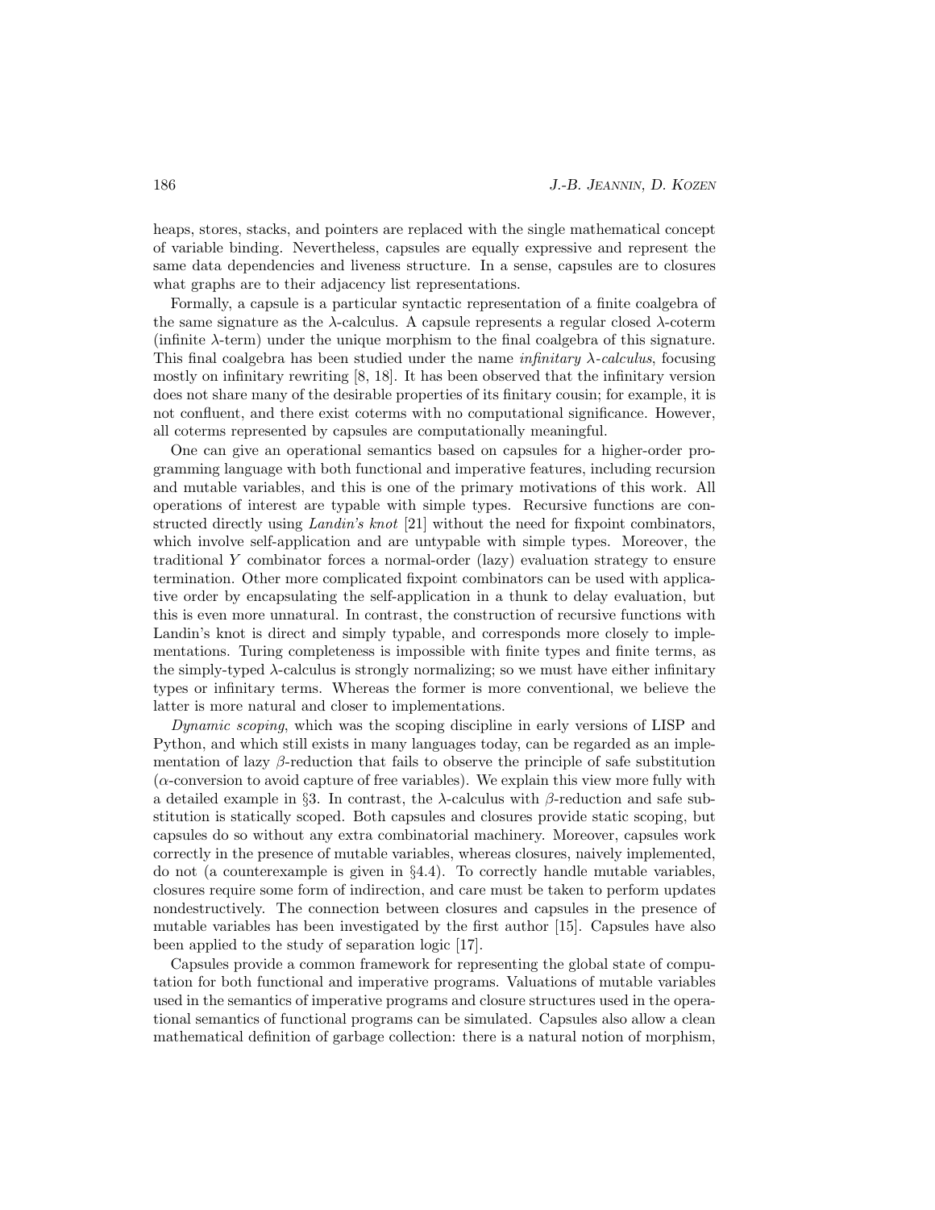heaps, stores, stacks, and pointers are replaced with the single mathematical concept of variable binding. Nevertheless, capsules are equally expressive and represent the same data dependencies and liveness structure. In a sense, capsules are to closures what graphs are to their adjacency list representations.

Formally, a capsule is a particular syntactic representation of a finite coalgebra of the same signature as the $\lambda$-calculus. A capsule represents a regular closed $\lambda$-coterm (infinite $\lambda$-term) under the unique morphism to the final coalgebra of this signature. This final coalgebra has been studied under the name *infinitary $\lambda$-calculus*, focusing mostly on infinitary rewriting [8, 18]. It has been observed that the infinitary version does not share many of the desirable properties of its finitary cousin; for example, it is not confluent, and there exist coterms with no computational significance. However, all coterms represented by capsules are computationally meaningful.

One can give an operational semantics based on capsules for a higher-order programming language with both functional and imperative features, including recursion and mutable variables, and this is one of the primary motivations of this work. All operations of interest are typable with simple types. Recursive functions are constructed directly using *Landin's knot* [21] without the need for fixpoint combinators, which involve self-application and are untypable with simple types. Moreover, the traditional $Y$ combinator forces a normal-order (lazy) evaluation strategy to ensure termination. Other more complicated fixpoint combinators can be used with applicative order by encapsulating the self-application in a thunk to delay evaluation, but this is even more unnatural. In contrast, the construction of recursive functions with Landin's knot is direct and simply typable, and corresponds more closely to implementations. Turing completeness is impossible with finite types and finite terms, as the simply-typed $\lambda$-calculus is strongly normalizing; so we must have either infinitary types or infinitary terms. Whereas the former is more conventional, we believe the latter is more natural and closer to implementations.

*Dynamic scoping*, which was the scoping discipline in early versions of LISP and Python, and which still exists in many languages today, can be regarded as an implementation of lazy $\beta$-reduction that fails to observe the principle of safe substitution ($\alpha$-conversion to avoid capture of free variables). We explain this view more fully with a detailed example in §3. In contrast, the $\lambda$-calculus with $\beta$-reduction and safe substitution is statically scoped. Both capsules and closures provide static scoping, but capsules do so without any extra combinatorial machinery. Moreover, capsules work correctly in the presence of mutable variables, whereas closures, naively implemented, do not (a counterexample is given in §4.4). To correctly handle mutable variables, closures require some form of indirection, and care must be taken to perform updates nondestructively. The connection between closures and capsules in the presence of mutable variables has been investigated by the first author [15]. Capsules have also been applied to the study of separation logic [17].

Capsules provide a common framework for representing the global state of computation for both functional and imperative programs. Valuations of mutable variables used in the semantics of imperative programs and closure structures used in the operational semantics of functional programs can be simulated. Capsules also allow a clean mathematical definition of garbage collection: there is a natural notion of morphism,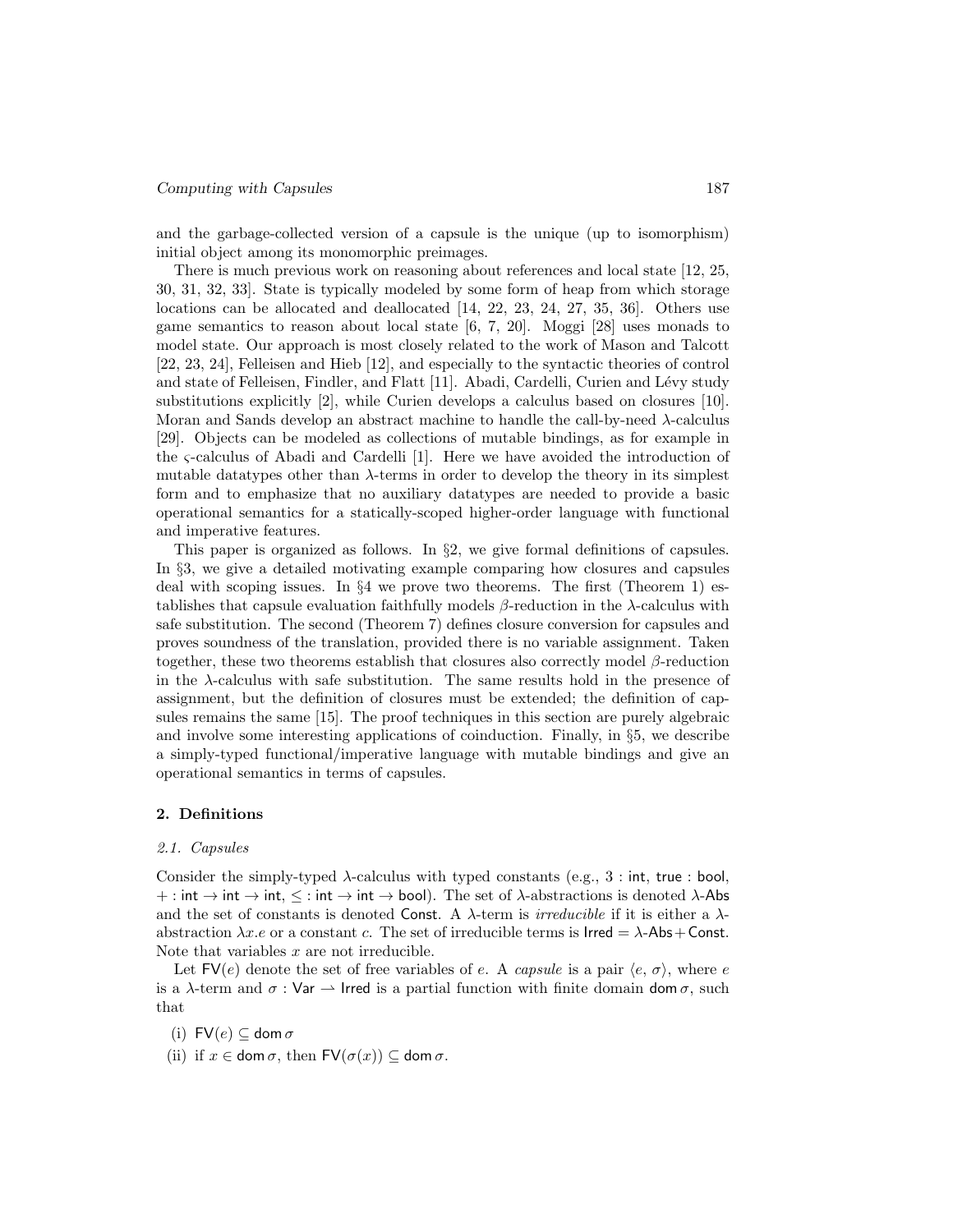and the garbage-collected version of a capsule is the unique (up to isomorphism) initial object among its monomorphic preimages.

There is much previous work on reasoning about references and local state [12, 25, 30, 31, 32, 33]. State is typically modeled by some form of heap from which storage locations can be allocated and deallocated [14, 22, 23, 24, 27, 35, 36]. Others use game semantics to reason about local state [6, 7, 20]. Moggi [28] uses monads to model state. Our approach is most closely related to the work of Mason and Talcott [22, 23, 24], Felleisen and Hieb [12], and especially to the syntactic theories of control and state of Felleisen, Findler, and Flatt [11]. Abadi, Cardelli, Curien and Lévy study substitutions explicitly [2], while Curien develops a calculus based on closures [10]. Moran and Sands develop an abstract machine to handle the call-by-need $\lambda$-calculus [29]. Objects can be modeled as collections of mutable bindings, as for example in the $\varsigma$-calculus of Abadi and Cardelli [1]. Here we have avoided the introduction of mutable datatypes other than $\lambda$-terms in order to develop the theory in its simplest form and to emphasize that no auxiliary datatypes are needed to provide a basic operational semantics for a statically-scoped higher-order language with functional and imperative features.

This paper is organized as follows. In §2, we give formal definitions of capsules. In §3, we give a detailed motivating example comparing how closures and capsules deal with scoping issues. In §4 we prove two theorems. The first (Theorem 1) establishes that capsule evaluation faithfully models $\beta$-reduction in the $\lambda$-calculus with safe substitution. The second (Theorem 7) defines closure conversion for capsules and proves soundness of the translation, provided there is no variable assignment. Taken together, these two theorems establish that closures also correctly model $\beta$-reduction in the $\lambda$-calculus with safe substitution. The same results hold in the presence of assignment, but the definition of closures must be extended; the definition of capsules remains the same [15]. The proof techniques in this section are purely algebraic and involve some interesting applications of coinduction. Finally, in §5, we describe a simply-typed functional/imperative language with mutable bindings and give an operational semantics in terms of capsules.

## 2. Definitions

### 2.1. Capsules

Consider the simply-typed $\lambda$-calculus with typed constants (e.g., $3 : \mathsf{int}$, $\mathsf{true} : \mathsf{bool}$, $+ : \mathsf{int} \to \mathsf{int} \to \mathsf{int}$, $\leq : \mathsf{int} \to \mathsf{int} \to \mathsf{bool}$). The set of $\lambda$-abstractions is denoted $\lambda$-$\mathsf{Abs}$ and the set of constants is denoted $\mathsf{Const}$. A $\lambda$-term is *irreducible* if it is either a $\lambda$-abstraction $\lambda x.e$ or a constant $c$. The set of irreducible terms is $\mathsf{Irred} = \lambda\text{-}\mathsf{Abs} + \mathsf{Const}$. Note that variables $x$ are not irreducible.

Let $\mathsf{FV}(e)$ denote the set of free variables of $e$. A *capsule* is a pair $\langle e, \sigma\rangle$, where $e$ is a $\lambda$-term and $\sigma : \mathsf{Var} \rightharpoonup \mathsf{Irred}$ is a partial function with finite domain $\mathsf{dom}\,\sigma$, such that

(i) $\mathsf{FV}(e) \subseteq \mathsf{dom}\,\sigma$

(ii) if $x \in \mathsf{dom}\,\sigma$, then $\mathsf{FV}(\sigma(x)) \subseteq \mathsf{dom}\,\sigma$.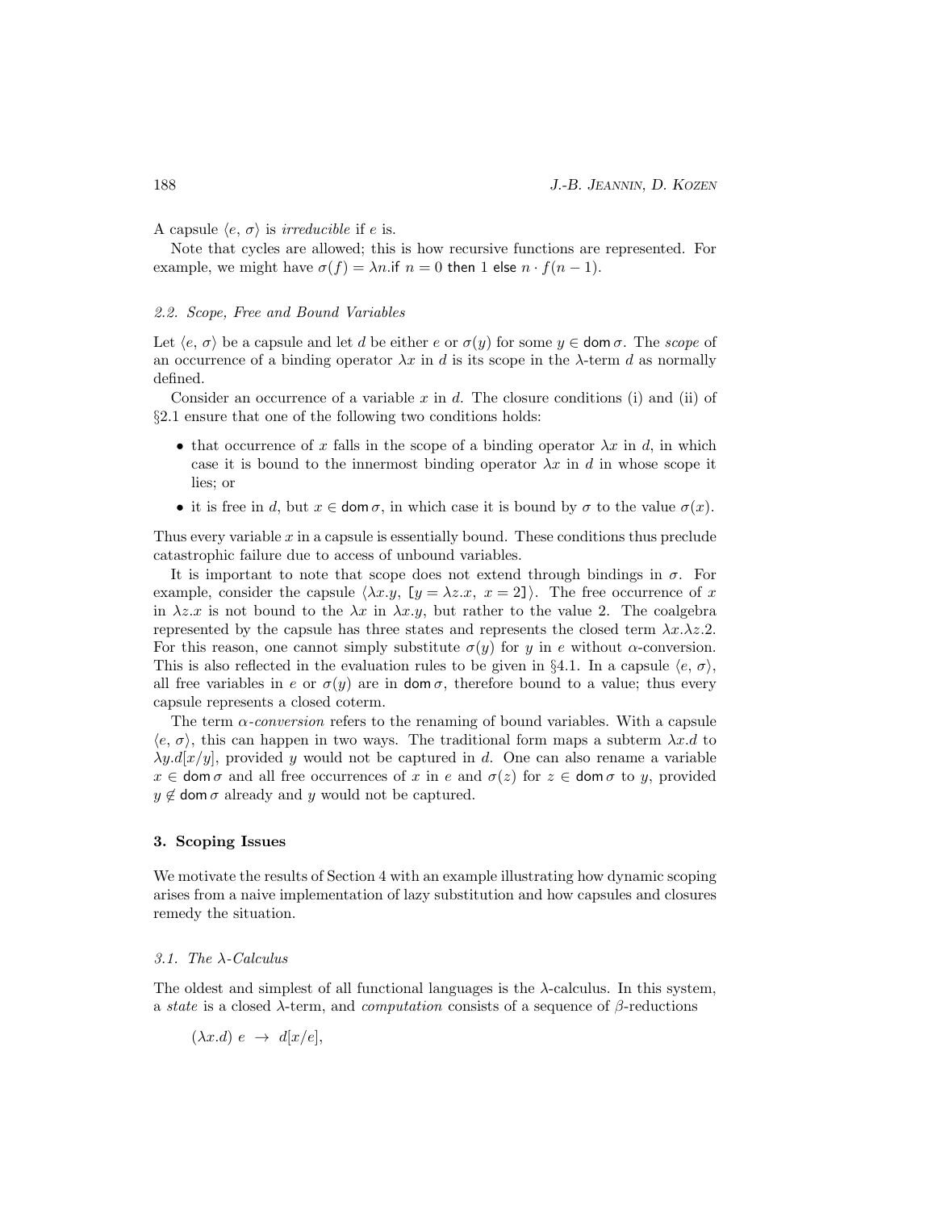A capsule $\langle e,\, \sigma\rangle$ is *irreducible* if $e$ is.

Note that cycles are allowed; this is how recursive functions are represented. For example, we might have $\sigma(f) = \lambda n.\mathsf{if}\ n = 0\ \mathsf{then}\ 1\ \mathsf{else}\ n \cdot f(n-1)$.

### 2.2. Scope, Free and Bound Variables

Let $\langle e,\, \sigma\rangle$ be a capsule and let $d$ be either $e$ or $\sigma(y)$ for some $y \in \mathsf{dom}\,\sigma$. The *scope* of an occurrence of a binding operator $\lambda x$ in $d$ is its scope in the $\lambda$-term $d$ as normally defined.

Consider an occurrence of a variable $x$ in $d$. The closure conditions (i) and (ii) of §2.1 ensure that one of the following two conditions holds:

- that occurrence of $x$ falls in the scope of a binding operator $\lambda x$ in $d$, in which case it is bound to the innermost binding operator $\lambda x$ in $d$ in whose scope it lies; or
- it is free in $d$, but $x \in \mathsf{dom}\,\sigma$, in which case it is bound by $\sigma$ to the value $\sigma(x)$.

Thus every variable $x$ in a capsule is essentially bound. These conditions thus preclude catastrophic failure due to access of unbound variables.

It is important to note that scope does not extend through bindings in $\sigma$. For example, consider the capsule $\langle \lambda x.y,\, [y = \lambda z.x,\ x = 2]\rangle$. The free occurrence of $x$ in $\lambda z.x$ is not bound to the $\lambda x$ in $\lambda x.y$, but rather to the value 2. The coalgebra represented by the capsule has three states and represents the closed term $\lambda x.\lambda z.2$. For this reason, one cannot simply substitute $\sigma(y)$ for $y$ in $e$ without $\alpha$-conversion. This is also reflected in the evaluation rules to be given in §4.1. In a capsule $\langle e,\, \sigma\rangle$, all free variables in $e$ or $\sigma(y)$ are in $\mathsf{dom}\,\sigma$, therefore bound to a value; thus every capsule represents a closed coterm.

The term *$\alpha$-conversion* refers to the renaming of bound variables. With a capsule $\langle e,\, \sigma\rangle$, this can happen in two ways. The traditional form maps a subterm $\lambda x.d$ to $\lambda y.d[x/y]$, provided $y$ would not be captured in $d$. One can also rename a variable $x \in \mathsf{dom}\,\sigma$ and all free occurrences of $x$ in $e$ and $\sigma(z)$ for $z \in \mathsf{dom}\,\sigma$ to $y$, provided $y \notin \mathsf{dom}\,\sigma$ already and $y$ would not be captured.

## 3. Scoping Issues

We motivate the results of Section 4 with an example illustrating how dynamic scoping arises from a naive implementation of lazy substitution and how capsules and closures remedy the situation.

### 3.1. The $\lambda$-Calculus

The oldest and simplest of all functional languages is the $\lambda$-calculus. In this system, a *state* is a closed $\lambda$-term, and *computation* consists of a sequence of $\beta$-reductions

$$(\lambda x.d)\ e\ \to\ d[x/e],$$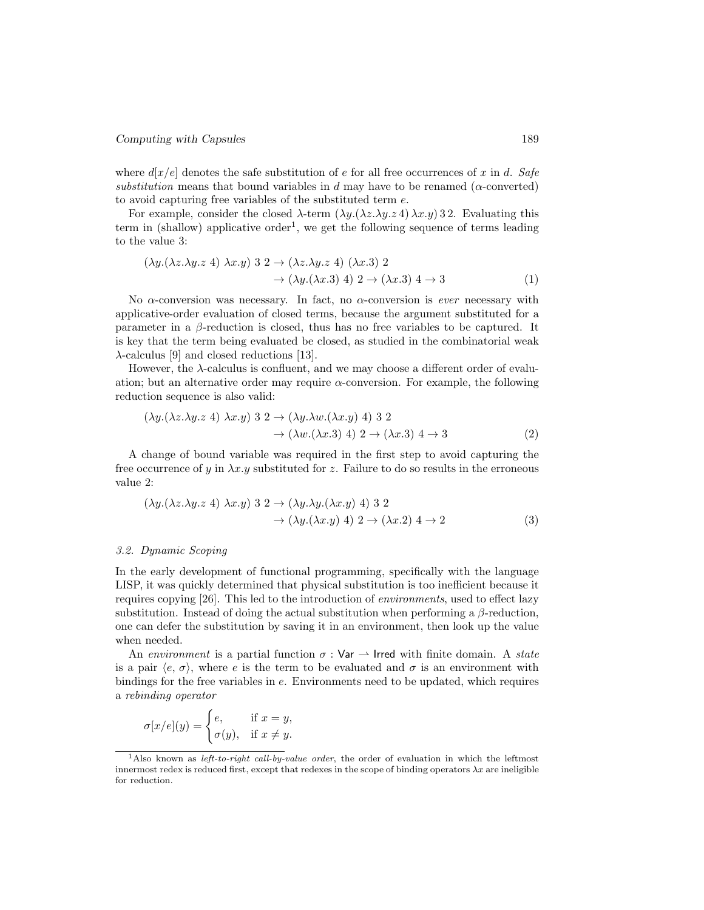where $d[x/e]$ denotes the safe substitution of $e$ for all free occurrences of $x$ in $d$. *Safe substitution* means that bound variables in $d$ may have to be renamed ($\alpha$-converted) to avoid capturing free variables of the substituted term $e$.

For example, consider the closed $\lambda$-term $(\lambda y.(\lambda z.\lambda y.z\,4)\,\lambda x.y)\,3\,2$. Evaluating this term in (shallow) applicative order[1], we get the following sequence of terms leading to the value 3:

$$
\begin{aligned}
(\lambda y.(\lambda z.\lambda y.z\ 4)\ \lambda x.y)\ 3\ 2 &\to (\lambda z.\lambda y.z\ 4)\ (\lambda x.3)\ 2 \\
&\to (\lambda y.(\lambda x.3)\ 4)\ 2 \to (\lambda x.3)\ 4 \to 3
\end{aligned}
\tag{1}
$$

No $\alpha$-conversion was necessary. In fact, no $\alpha$-conversion is *ever* necessary with applicative-order evaluation of closed terms, because the argument substituted for a parameter in a $\beta$-reduction is closed, thus has no free variables to be captured. It is key that the term being evaluated be closed, as studied in the combinatorial weak $\lambda$-calculus [9] and closed reductions [13].

However, the $\lambda$-calculus is confluent, and we may choose a different order of evaluation; but an alternative order may require $\alpha$-conversion. For example, the following reduction sequence is also valid:

$$
\begin{aligned}
(\lambda y.(\lambda z.\lambda y.z\ 4)\ \lambda x.y)\ 3\ 2 &\to (\lambda y.\lambda w.(\lambda x.y)\ 4)\ 3\ 2 \\
&\to (\lambda w.(\lambda x.3)\ 4)\ 2 \to (\lambda x.3)\ 4 \to 3
\end{aligned}
\tag{2}
$$

A change of bound variable was required in the first step to avoid capturing the free occurrence of $y$ in $\lambda x.y$ substituted for $z$. Failure to do so results in the erroneous value 2:

$$
\begin{aligned}
(\lambda y.(\lambda z.\lambda y.z\ 4)\ \lambda x.y)\ 3\ 2 &\to (\lambda y.\lambda y.(\lambda x.y)\ 4)\ 3\ 2 \\
&\to (\lambda y.(\lambda x.y)\ 4)\ 2 \to (\lambda x.2)\ 4 \to 2
\end{aligned}
\tag{3}
$$

### 3.2. Dynamic Scoping

In the early development of functional programming, specifically with the language LISP, it was quickly determined that physical substitution is too inefficient because it requires copying [26]. This led to the introduction of *environments*, used to effect lazy substitution. Instead of doing the actual substitution when performing a $\beta$-reduction, one can defer the substitution by saving it in an environment, then look up the value when needed.

An *environment* is a partial function $\sigma : \mathsf{Var} \rightharpoonup \mathsf{Irred}$ with finite domain. A *state* is a pair $\langle e, \sigma\rangle$, where $e$ is the term to be evaluated and $\sigma$ is an environment with bindings for the free variables in $e$. Environments need to be updated, which requires a *rebinding operator*

$$
\sigma[x/e](y) = \begin{cases} e, & \text{if } x = y, \\ \sigma(y), & \text{if } x \neq y. \end{cases}
$$

[1] Also known as *left-to-right call-by-value order*, the order of evaluation in which the leftmost innermost redex is reduced first, except that redexes in the scope of binding operators $\lambda x$ are ineligible for reduction.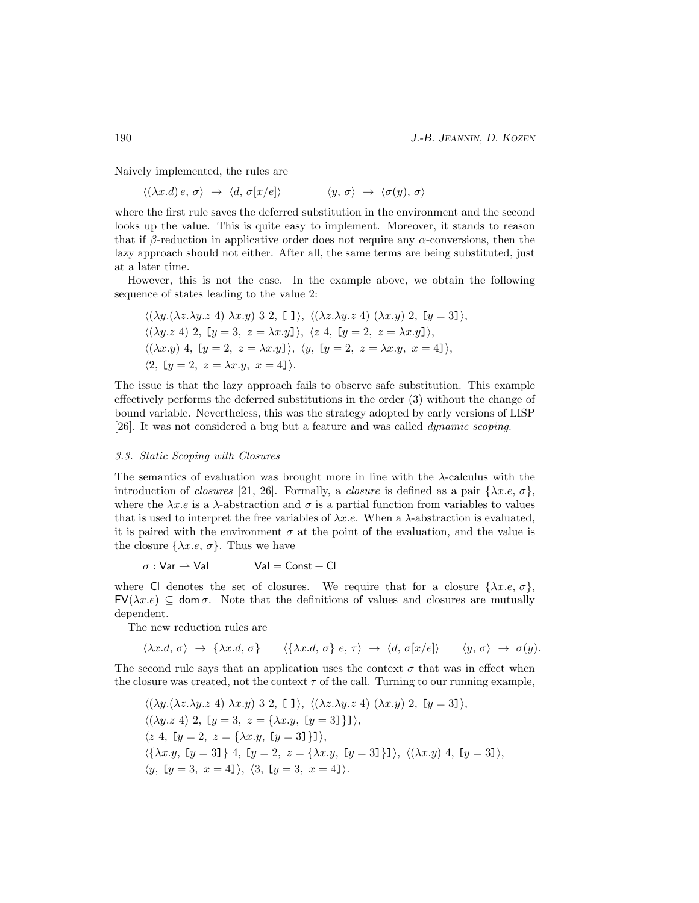Naively implemented, the rules are

$$\langle(\lambda x.d)\, e,\, \sigma\rangle \;\to\; \langle d,\, \sigma[x/e]\rangle \qquad\qquad \langle y,\, \sigma\rangle \;\to\; \langle \sigma(y),\, \sigma\rangle$$

where the first rule saves the deferred substitution in the environment and the second looks up the value. This is quite easy to implement. Moreover, it stands to reason that if $\beta$-reduction in applicative order does not require any $\alpha$-conversions, then the lazy approach should not either. After all, the same terms are being substituted, just at a later time.

However, this is not the case. In the example above, we obtain the following sequence of states leading to the value 2:

$$\begin{aligned}
&\langle(\lambda y.(\lambda z.\lambda y.z\ 4)\ \lambda x.y)\ 3\ 2,\ [\ ]\rangle,\ \langle(\lambda z.\lambda y.z\ 4)\ (\lambda x.y)\ 2,\ [y=3]\rangle,\\
&\langle(\lambda y.z\ 4)\ 2,\ [y=3,\ z=\lambda x.y]\rangle,\ \langle z\ 4,\ [y=2,\ z=\lambda x.y]\rangle,\\
&\langle(\lambda x.y)\ 4,\ [y=2,\ z=\lambda x.y]\rangle,\ \langle y,\ [y=2,\ z=\lambda x.y,\ x=4]\rangle,\\
&\langle 2,\ [y=2,\ z=\lambda x.y,\ x=4]\rangle.
\end{aligned}$$

The issue is that the lazy approach fails to observe safe substitution. This example effectively performs the deferred substitutions in the order (3) without the change of bound variable. Nevertheless, this was the strategy adopted by early versions of LISP [26]. It was not considered a bug but a feature and was called *dynamic scoping*.

### 3.3. Static Scoping with Closures

The semantics of evaluation was brought more in line with the $\lambda$-calculus with the introduction of *closures* [21, 26]. Formally, a *closure* is defined as a pair $\{\lambda x.e,\, \sigma\}$, where the $\lambda x.e$ is a $\lambda$-abstraction and $\sigma$ is a partial function from variables to values that is used to interpret the free variables of $\lambda x.e$. When a $\lambda$-abstraction is evaluated, it is paired with the environment $\sigma$ at the point of the evaluation, and the value is the closure $\{\lambda x.e,\, \sigma\}$. Thus we have

$$\sigma : \mathsf{Var} \rightharpoonup \mathsf{Val} \qquad\qquad \mathsf{Val} = \mathsf{Const} + \mathsf{Cl}$$

where $\mathsf{Cl}$ denotes the set of closures. We require that for a closure $\{\lambda x.e,\, \sigma\}$, $\mathsf{FV}(\lambda x.e) \subseteq \mathsf{dom}\,\sigma$. Note that the definitions of values and closures are mutually dependent.

The new reduction rules are

$$\langle \lambda x.d,\, \sigma\rangle \;\to\; \{\lambda x.d,\, \sigma\} \qquad \langle\{\lambda x.d,\, \sigma\}\ e,\, \tau\rangle \;\to\; \langle d,\, \sigma[x/e]\rangle \qquad \langle y,\, \sigma\rangle \;\to\; \sigma(y).$$

The second rule says that an application uses the context $\sigma$ that was in effect when the closure was created, not the context $\tau$ of the call. Turning to our running example,

$$\begin{aligned}
&\langle(\lambda y.(\lambda z.\lambda y.z\ 4)\ \lambda x.y)\ 3\ 2,\ [\ ]\rangle,\ \langle(\lambda z.\lambda y.z\ 4)\ (\lambda x.y)\ 2,\ [y=3]\rangle,\\
&\langle(\lambda y.z\ 4)\ 2,\ [y=3,\ z=\{\lambda x.y,\ [y=3]\}]\rangle,\\
&\langle z\ 4,\ [y=2,\ z=\{\lambda x.y,\ [y=3]\}]\rangle,\\
&\langle\{\lambda x.y,\ [y=3]\}\ 4,\ [y=2,\ z=\{\lambda x.y,\ [y=3]\}]\rangle,\ \langle(\lambda x.y)\ 4,\ [y=3]\rangle,\\
&\langle y,\ [y=3,\ x=4]\rangle,\ \langle 3,\ [y=3,\ x=4]\rangle.
\end{aligned}$$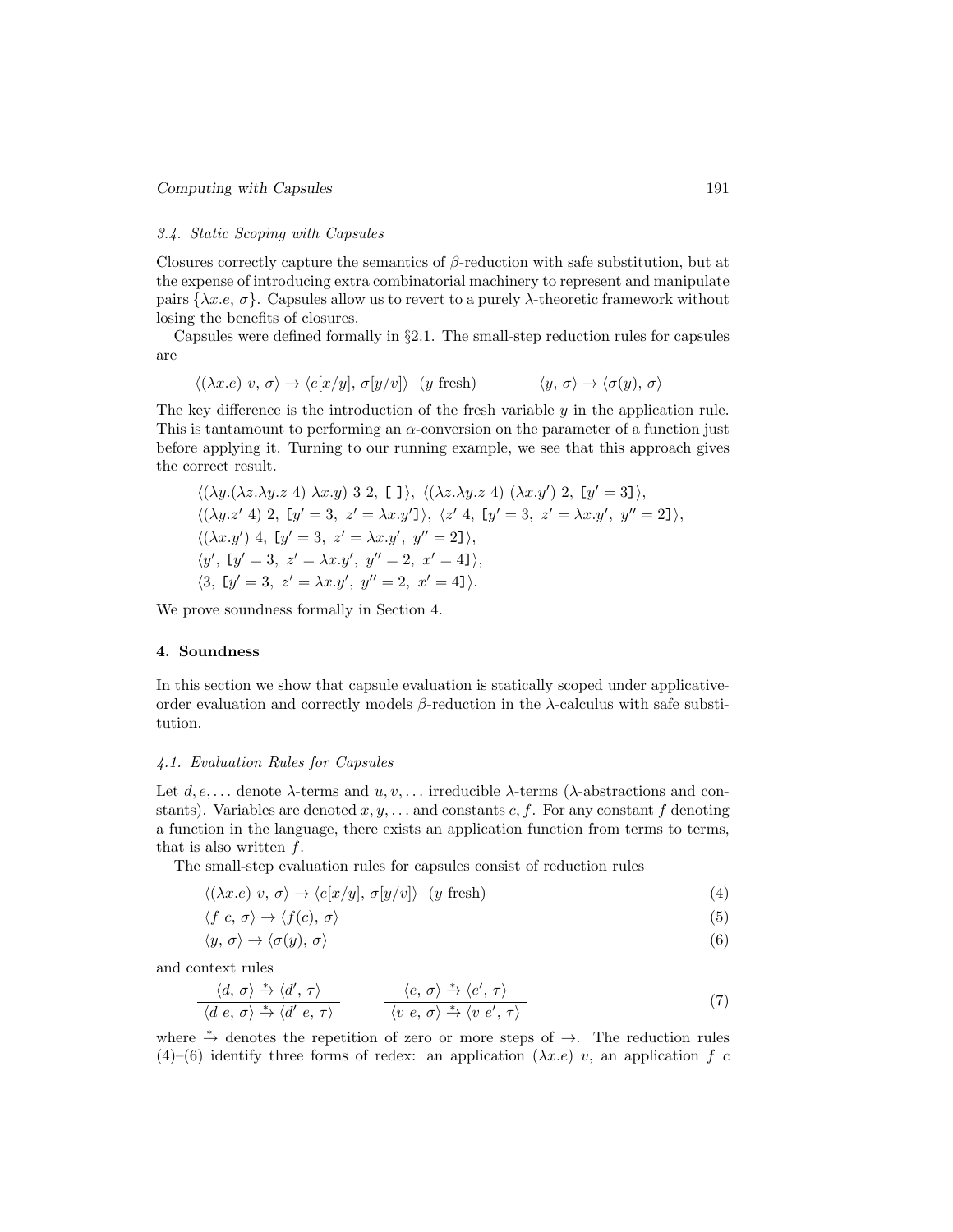### 3.4. Static Scoping with Capsules

Closures correctly capture the semantics of $\beta$-reduction with safe substitution, but at the expense of introducing extra combinatorial machinery to represent and manipulate pairs $\{\lambda x.e,\ \sigma\}$. Capsules allow us to revert to a purely $\lambda$-theoretic framework without losing the benefits of closures.

Capsules were defined formally in §2.1. The small-step reduction rules for capsules are

$$\langle(\lambda x.e)\ v,\ \sigma\rangle \to \langle e[x/y],\ \sigma[y/v]\rangle \quad (y \text{ fresh}) \qquad\qquad \langle y,\ \sigma\rangle \to \langle \sigma(y),\ \sigma\rangle$$

The key difference is the introduction of the fresh variable $y$ in the application rule. This is tantamount to performing an $\alpha$-conversion on the parameter of a function just before applying it. Turning to our running example, we see that this approach gives the correct result.

$$\begin{aligned}
&\langle(\lambda y.(\lambda z.\lambda y.z\ 4)\ \lambda x.y)\ 3\ 2,\ [\,]\rangle,\ \langle(\lambda z.\lambda y.z\ 4)\ (\lambda x.y')\ 2,\ [y'=3]\rangle,\\
&\langle(\lambda y.z'\ 4)\ 2,\ [y'=3,\ z'=\lambda x.y']\rangle,\ \langle z'\ 4,\ [y'=3,\ z'=\lambda x.y',\ y''=2]\rangle,\\
&\langle(\lambda x.y')\ 4,\ [y'=3,\ z'=\lambda x.y',\ y''=2]\rangle,\\
&\langle y',\ [y'=3,\ z'=\lambda x.y',\ y''=2,\ x'=4]\rangle,\\
&\langle 3,\ [y'=3,\ z'=\lambda x.y',\ y''=2,\ x'=4]\rangle.
\end{aligned}$$

We prove soundness formally in Section 4.

## 4. Soundness

In this section we show that capsule evaluation is statically scoped under applicative-order evaluation and correctly models $\beta$-reduction in the $\lambda$-calculus with safe substitution.

### 4.1. Evaluation Rules for Capsules

Let $d, e, \ldots$ denote $\lambda$-terms and $u, v, \ldots$ irreducible $\lambda$-terms ($\lambda$-abstractions and constants). Variables are denoted $x, y, \ldots$ and constants $c, f$. For any constant $f$ denoting a function in the language, there exists an application function from terms to terms, that is also written $f$.

The small-step evaluation rules for capsules consist of reduction rules

$$\langle(\lambda x.e)\ v,\ \sigma\rangle \to \langle e[x/y],\ \sigma[y/v]\rangle \quad (y \text{ fresh}) \tag{4}$$

$$\langle f\ c,\ \sigma\rangle \to \langle f(c),\ \sigma\rangle \tag{5}$$

$$\langle y,\ \sigma\rangle \to \langle \sigma(y),\ \sigma\rangle \tag{6}$$

and context rules

$$\frac{\langle d,\ \sigma\rangle \xrightarrow{*} \langle d',\ \tau\rangle}{\langle d\ e,\ \sigma\rangle \xrightarrow{*} \langle d'\ e,\ \tau\rangle} \qquad\qquad \frac{\langle e,\ \sigma\rangle \xrightarrow{*} \langle e',\ \tau\rangle}{\langle v\ e,\ \sigma\rangle \xrightarrow{*} \langle v\ e',\ \tau\rangle} \tag{7}$$

where $\xrightarrow{*}$ denotes the repetition of zero or more steps of $\to$. The reduction rules (4)–(6) identify three forms of redex: an application $(\lambda x.e)\ v$, an application $f\ c$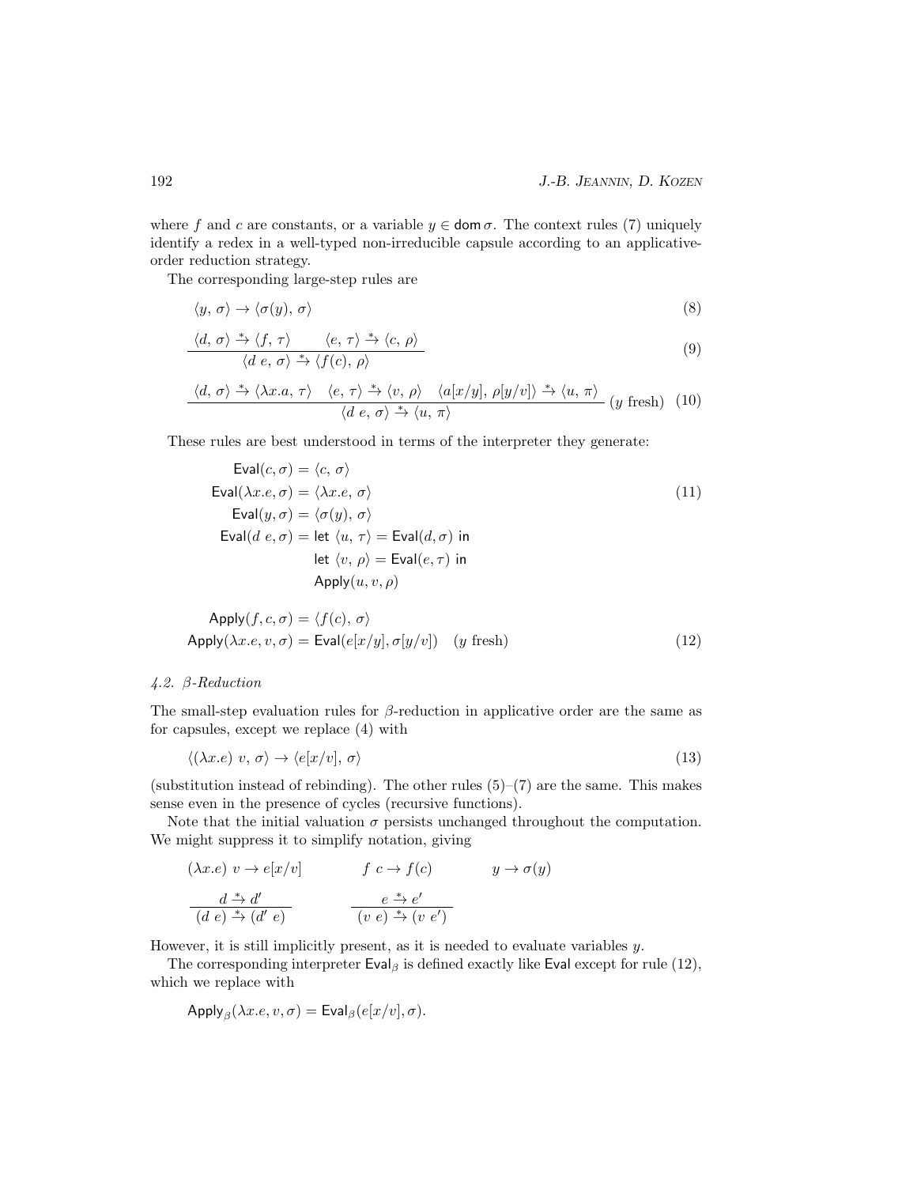where $f$ and $c$ are constants, or a variable $y \in \operatorname{dom}\sigma$. The context rules (7) uniquely identify a redex in a well-typed non-irreducible capsule according to an applicative-order reduction strategy.

The corresponding large-step rules are

$$\langle y,\, \sigma\rangle \to \langle \sigma(y),\, \sigma\rangle \tag{8}$$

$$\frac{\langle d,\, \sigma\rangle \xrightarrow{*} \langle f,\, \tau\rangle \qquad \langle e,\, \tau\rangle \xrightarrow{*} \langle c,\, \rho\rangle}{\langle d\ e,\, \sigma\rangle \xrightarrow{*} \langle f(c),\, \rho\rangle} \tag{9}$$

$$\frac{\langle d,\, \sigma\rangle \xrightarrow{*} \langle \lambda x.a,\, \tau\rangle \quad \langle e,\, \tau\rangle \xrightarrow{*} \langle v,\, \rho\rangle \quad \langle a[x/y],\, \rho[y/v]\rangle \xrightarrow{*} \langle u,\, \pi\rangle}{\langle d\ e,\, \sigma\rangle \xrightarrow{*} \langle u,\, \pi\rangle}\ (y \text{ fresh}) \tag{10}$$

These rules are best understood in terms of the interpreter they generate:

$$\begin{aligned}
\mathsf{Eval}(c,\sigma) &= \langle c,\, \sigma\rangle \\
\mathsf{Eval}(\lambda x.e,\sigma) &= \langle \lambda x.e,\, \sigma\rangle \\
\mathsf{Eval}(y,\sigma) &= \langle \sigma(y),\, \sigma\rangle \\
\mathsf{Eval}(d\ e,\sigma) &= \mathsf{let}\ \langle u,\, \tau\rangle = \mathsf{Eval}(d,\sigma)\ \mathsf{in} \\
&\phantom{=}\ \mathsf{let}\ \langle v,\, \rho\rangle = \mathsf{Eval}(e,\tau)\ \mathsf{in} \\
&\phantom{=}\ \mathsf{Apply}(u,v,\rho)
\end{aligned} \tag{11}$$

$$\begin{aligned}
\mathsf{Apply}(f,c,\sigma) &= \langle f(c),\, \sigma\rangle \\
\mathsf{Apply}(\lambda x.e,v,\sigma) &= \mathsf{Eval}(e[x/y],\sigma[y/v]) \quad (y \text{ fresh})
\end{aligned} \tag{12}$$

### *4.2. β-Reduction*

The small-step evaluation rules for $\beta$-reduction in applicative order are the same as for capsules, except we replace (4) with

$$\langle (\lambda x.e)\ v,\, \sigma\rangle \to \langle e[x/v],\, \sigma\rangle \tag{13}$$

(substitution instead of rebinding). The other rules (5)–(7) are the same. This makes sense even in the presence of cycles (recursive functions).

Note that the initial valuation $\sigma$ persists unchanged throughout the computation. We might suppress it to simplify notation, giving

$$(\lambda x.e)\ v \to e[x/v] \qquad f\ c \to f(c) \qquad y \to \sigma(y)$$

$$\frac{d \xrightarrow{*} d'}{(d\ e) \xrightarrow{*} (d'\ e)} \qquad \frac{e \xrightarrow{*} e'}{(v\ e) \xrightarrow{*} (v\ e')}$$

However, it is still implicitly present, as it is needed to evaluate variables $y$.

The corresponding interpreter $\mathsf{Eval}_\beta$ is defined exactly like $\mathsf{Eval}$ except for rule (12), which we replace with

$$\mathsf{Apply}_\beta(\lambda x.e, v, \sigma) = \mathsf{Eval}_\beta(e[x/v], \sigma).$$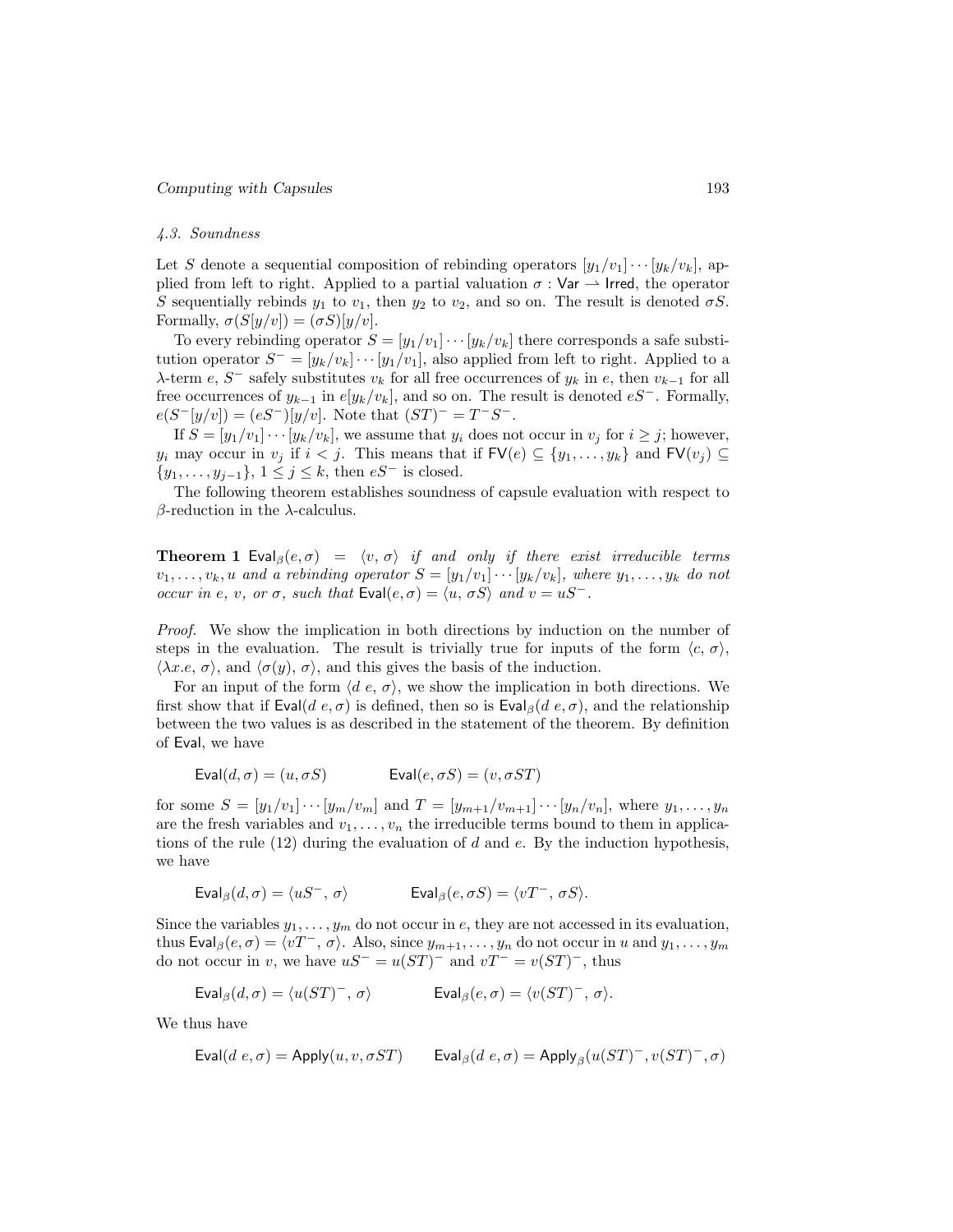### 4.3. Soundness

Let $S$ denote a sequential composition of rebinding operators $[y_1/v_1]\cdots[y_k/v_k]$, applied from left to right. Applied to a partial valuation $\sigma : \mathsf{Var} \rightharpoonup \mathsf{Irred}$, the operator $S$ sequentially rebinds $y_1$ to $v_1$, then $y_2$ to $v_2$, and so on. The result is denoted $\sigma S$. Formally, $\sigma(S[y/v]) = (\sigma S)[y/v]$.

To every rebinding operator $S = [y_1/v_1]\cdots[y_k/v_k]$ there corresponds a safe substitution operator $S^- = [y_k/v_k]\cdots[y_1/v_1]$, also applied from left to right. Applied to a $\lambda$-term $e$, $S^-$ safely substitutes $v_k$ for all free occurrences of $y_k$ in $e$, then $v_{k-1}$ for all free occurrences of $y_{k-1}$ in $e[y_k/v_k]$, and so on. The result is denoted $eS^-$. Formally, $e(S^-[y/v]) = (eS^-)[y/v]$. Note that $(ST)^- = T^-S^-$.

If $S = [y_1/v_1]\cdots[y_k/v_k]$, we assume that $y_i$ does not occur in $v_j$ for $i \geq j$; however, $y_i$ may occur in $v_j$ if $i < j$. This means that if $\mathsf{FV}(e) \subseteq \{y_1, \ldots, y_k\}$ and $\mathsf{FV}(v_j) \subseteq \{y_1, \ldots, y_{j-1}\}$, $1 \leq j \leq k$, then $eS^-$ is closed.

The following theorem establishes soundness of capsule evaluation with respect to $\beta$-reduction in the $\lambda$-calculus.

**Theorem 1** *$\mathsf{Eval}_\beta(e, \sigma) = \langle v, \sigma\rangle$ if and only if there exist irreducible terms $v_1, \ldots, v_k, u$ and a rebinding operator $S = [y_1/v_1]\cdots[y_k/v_k]$, where $y_1, \ldots, y_k$ do not occur in $e$, $v$, or $\sigma$, such that $\mathsf{Eval}(e, \sigma) = \langle u, \sigma S\rangle$ and $v = uS^-$.*

*Proof.* We show the implication in both directions by induction on the number of steps in the evaluation. The result is trivially true for inputs of the form $\langle c, \sigma\rangle$, $\langle \lambda x.e, \sigma\rangle$, and $\langle \sigma(y), \sigma\rangle$, and this gives the basis of the induction.

For an input of the form $\langle d\ e, \sigma\rangle$, we show the implication in both directions. We first show that if $\mathsf{Eval}(d\ e, \sigma)$ is defined, then so is $\mathsf{Eval}_\beta(d\ e, \sigma)$, and the relationship between the two values is as described in the statement of the theorem. By definition of $\mathsf{Eval}$, we have

$$\mathsf{Eval}(d, \sigma) = (u, \sigma S) \qquad\qquad \mathsf{Eval}(e, \sigma S) = (v, \sigma ST)$$

for some $S = [y_1/v_1]\cdots[y_m/v_m]$ and $T = [y_{m+1}/v_{m+1}]\cdots[y_n/v_n]$, where $y_1, \ldots, y_n$ are the fresh variables and $v_1, \ldots, v_n$ the irreducible terms bound to them in applications of the rule (12) during the evaluation of $d$ and $e$. By the induction hypothesis, we have

$$\mathsf{Eval}_\beta(d, \sigma) = \langle uS^-,\, \sigma\rangle \qquad\qquad \mathsf{Eval}_\beta(e, \sigma S) = \langle vT^-,\, \sigma S\rangle.$$

Since the variables $y_1, \ldots, y_m$ do not occur in $e$, they are not accessed in its evaluation, thus $\mathsf{Eval}_\beta(e, \sigma) = \langle vT^-,\, \sigma\rangle$. Also, since $y_{m+1}, \ldots, y_n$ do not occur in $u$ and $y_1, \ldots, y_m$ do not occur in $v$, we have $uS^- = u(ST)^-$ and $vT^- = v(ST)^-$, thus

$$\mathsf{Eval}_\beta(d, \sigma) = \langle u(ST)^-,\, \sigma\rangle \qquad\qquad \mathsf{Eval}_\beta(e, \sigma) = \langle v(ST)^-,\, \sigma\rangle.$$

We thus have

$$\mathsf{Eval}(d\ e, \sigma) = \mathsf{Apply}(u, v, \sigma ST) \qquad \mathsf{Eval}_\beta(d\ e, \sigma) = \mathsf{Apply}_\beta(u(ST)^-, v(ST)^-, \sigma)$$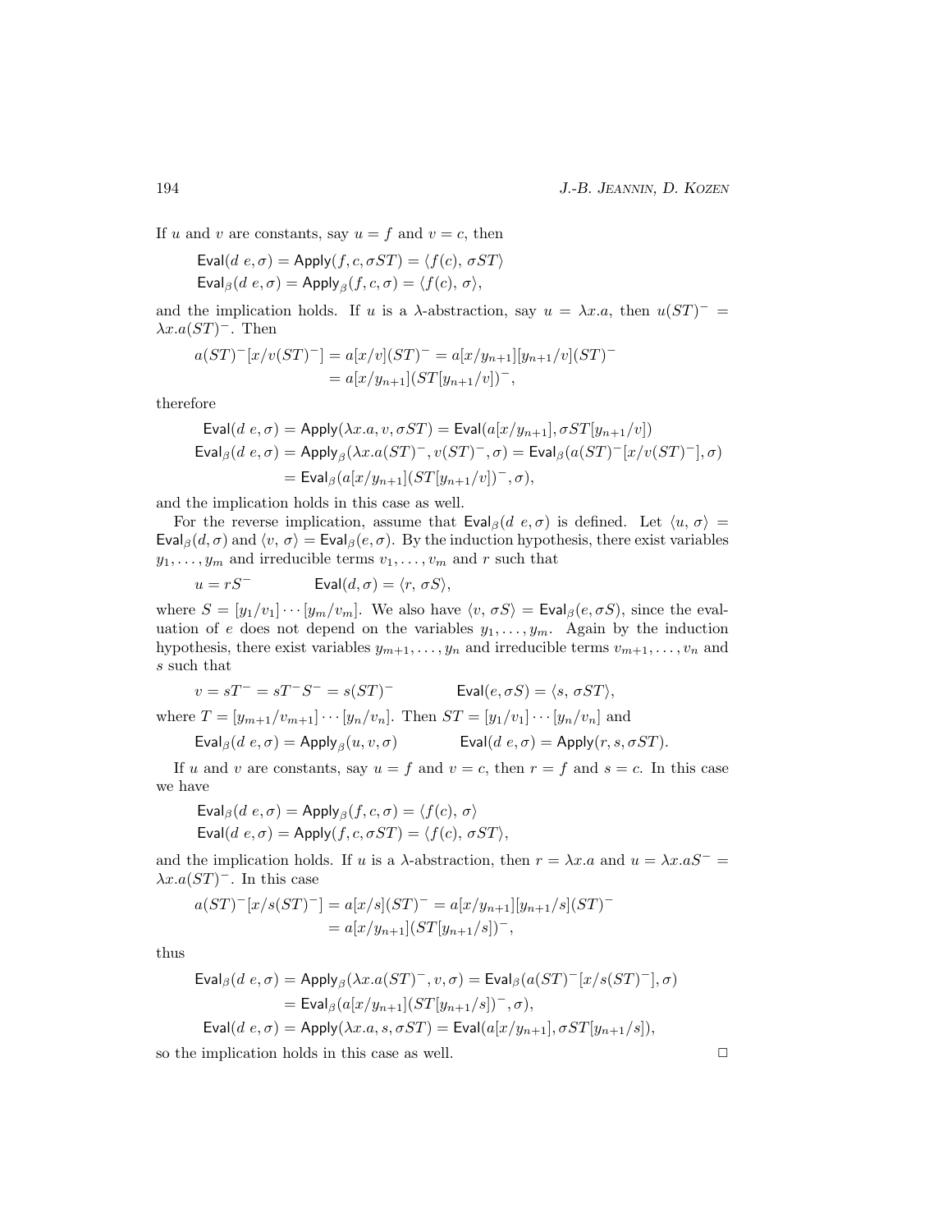If $u$ and $v$ are constants, say $u = f$ and $v = c$, then

$$\mathsf{Eval}(d\ e, \sigma) = \mathsf{Apply}(f, c, \sigma ST) = \langle f(c),\ \sigma ST\rangle$$
$$\mathsf{Eval}_\beta(d\ e, \sigma) = \mathsf{Apply}_\beta(f, c, \sigma) = \langle f(c),\ \sigma\rangle,$$

and the implication holds. If $u$ is a $\lambda$-abstraction, say $u = \lambda x.a$, then $u(ST)^- = \lambda x.a(ST)^-$. Then

$$\begin{aligned} a(ST)^-[x/v(ST)^-] &= a[x/v](ST)^- = a[x/y_{n+1}][y_{n+1}/v](ST)^- \\ &= a[x/y_{n+1}](ST[y_{n+1}/v])^-, \end{aligned}$$

therefore

$$\begin{aligned} \mathsf{Eval}(d\ e, \sigma) &= \mathsf{Apply}(\lambda x.a, v, \sigma ST) = \mathsf{Eval}(a[x/y_{n+1}], \sigma ST[y_{n+1}/v]) \\ \mathsf{Eval}_\beta(d\ e, \sigma) &= \mathsf{Apply}_\beta(\lambda x.a(ST)^-, v(ST)^-, \sigma) = \mathsf{Eval}_\beta(a(ST)^-[x/v(ST)^-], \sigma) \\ &= \mathsf{Eval}_\beta(a[x/y_{n+1}](ST[y_{n+1}/v])^-, \sigma), \end{aligned}$$

and the implication holds in this case as well.

For the reverse implication, assume that $\mathsf{Eval}_\beta(d\ e, \sigma)$ is defined. Let $\langle u,\ \sigma\rangle = \mathsf{Eval}_\beta(d, \sigma)$ and $\langle v,\ \sigma\rangle = \mathsf{Eval}_\beta(e, \sigma)$. By the induction hypothesis, there exist variables $y_1, \ldots, y_m$ and irreducible terms $v_1, \ldots, v_m$ and $r$ such that

$$u = rS^- \qquad\qquad \mathsf{Eval}(d, \sigma) = \langle r,\ \sigma S\rangle,$$

where $S = [y_1/v_1] \cdots [y_m/v_m]$. We also have $\langle v,\ \sigma S\rangle = \mathsf{Eval}_\beta(e, \sigma S)$, since the evaluation of $e$ does not depend on the variables $y_1, \ldots, y_m$. Again by the induction hypothesis, there exist variables $y_{m+1}, \ldots, y_n$ and irreducible terms $v_{m+1}, \ldots, v_n$ and $s$ such that

$$v = sT^- = sT^-S^- = s(ST)^- \qquad\qquad \mathsf{Eval}(e, \sigma S) = \langle s,\ \sigma ST\rangle,$$

where $T = [y_{m+1}/v_{m+1}] \cdots [y_n/v_n]$. Then $ST = [y_1/v_1] \cdots [y_n/v_n]$ and

$$\mathsf{Eval}_\beta(d\ e, \sigma) = \mathsf{Apply}_\beta(u, v, \sigma) \qquad\qquad \mathsf{Eval}(d\ e, \sigma) = \mathsf{Apply}(r, s, \sigma ST).$$

If $u$ and $v$ are constants, say $u = f$ and $v = c$, then $r = f$ and $s = c$. In this case we have

$$\mathsf{Eval}_\beta(d\ e, \sigma) = \mathsf{Apply}_\beta(f, c, \sigma) = \langle f(c),\ \sigma\rangle$$
$$\mathsf{Eval}(d\ e, \sigma) = \mathsf{Apply}(f, c, \sigma ST) = \langle f(c),\ \sigma ST\rangle,$$

and the implication holds. If $u$ is a $\lambda$-abstraction, then $r = \lambda x.a$ and $u = \lambda x.aS^- = \lambda x.a(ST)^-$. In this case

$$\begin{aligned} a(ST)^-[x/s(ST)^-] &= a[x/s](ST)^- = a[x/y_{n+1}][y_{n+1}/s](ST)^- \\ &= a[x/y_{n+1}](ST[y_{n+1}/s])^-, \end{aligned}$$

thus

$$\begin{aligned} \mathsf{Eval}_\beta(d\ e, \sigma) &= \mathsf{Apply}_\beta(\lambda x.a(ST)^-, v, \sigma) = \mathsf{Eval}_\beta(a(ST)^-[x/s(ST)^-], \sigma) \\ &= \mathsf{Eval}_\beta(a[x/y_{n+1}](ST[y_{n+1}/s])^-, \sigma), \\ \mathsf{Eval}(d\ e, \sigma) &= \mathsf{Apply}(\lambda x.a, s, \sigma ST) = \mathsf{Eval}(a[x/y_{n+1}], \sigma ST[y_{n+1}/s]), \end{aligned}$$

so the implication holds in this case as well. $\square$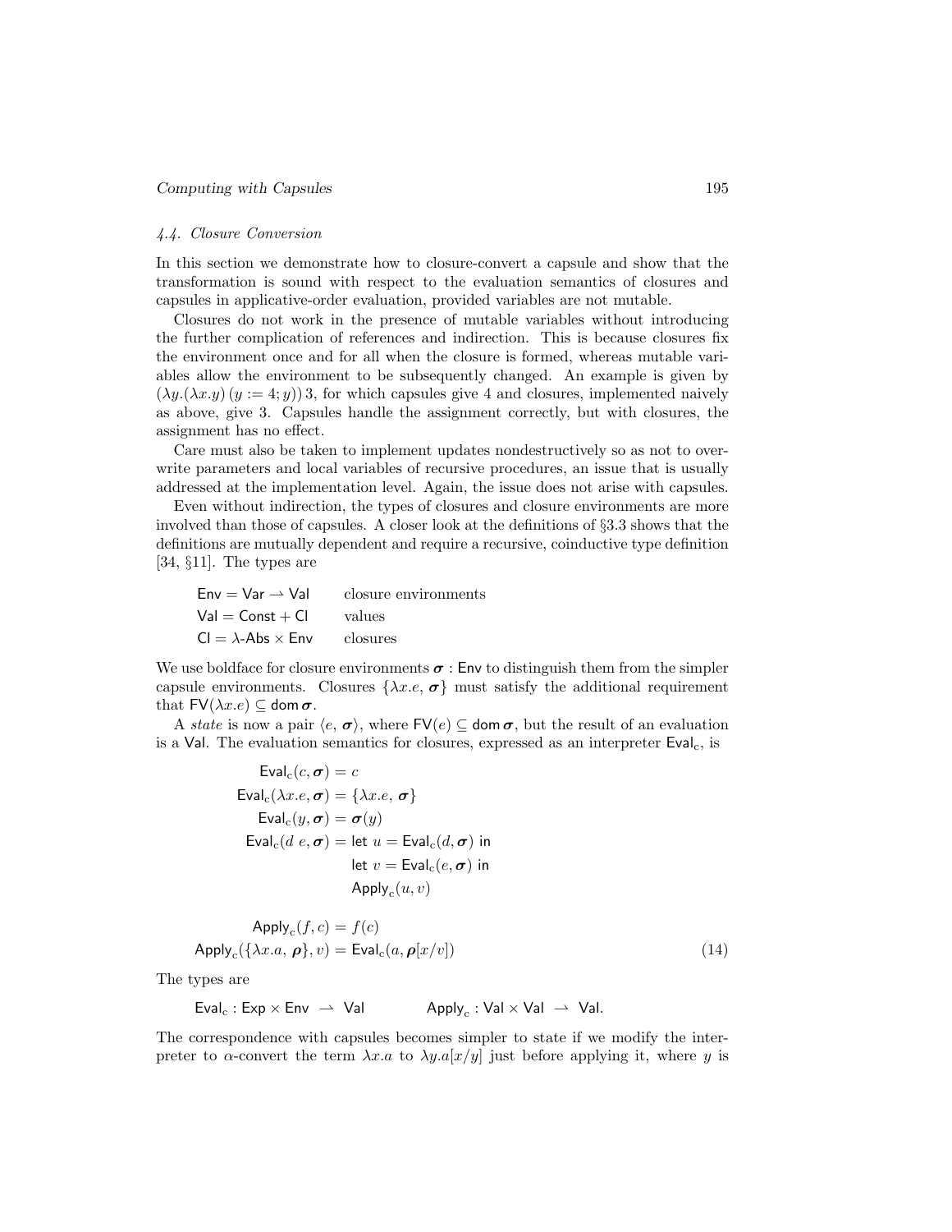### 4.4. Closure Conversion

In this section we demonstrate how to closure-convert a capsule and show that the transformation is sound with respect to the evaluation semantics of closures and capsules in applicative-order evaluation, provided variables are not mutable.

Closures do not work in the presence of mutable variables without introducing the further complication of references and indirection. This is because closures fix the environment once and for all when the closure is formed, whereas mutable variables allow the environment to be subsequently changed. An example is given by $(\lambda y.(\lambda x.y)\,(y := 4; y))\,3$, for which capsules give 4 and closures, implemented naively as above, give 3. Capsules handle the assignment correctly, but with closures, the assignment has no effect.

Care must also be taken to implement updates nondestructively so as not to overwrite parameters and local variables of recursive procedures, an issue that is usually addressed at the implementation level. Again, the issue does not arise with capsules.

Even without indirection, the types of closures and closure environments are more involved than those of capsules. A closer look at the definitions of §3.3 shows that the definitions are mutually dependent and require a recursive, coinductive type definition [34, §11]. The types are

$$
\begin{array}{ll}
\mathsf{Env} = \mathsf{Var} \rightharpoonup \mathsf{Val} & \text{closure environments} \\
\mathsf{Val} = \mathsf{Const} + \mathsf{Cl} & \text{values} \\
\mathsf{Cl} = \lambda\text{-}\mathsf{Abs} \times \mathsf{Env} & \text{closures}
\end{array}
$$

We use boldface for closure environments $\boldsymbol{\sigma} : \mathsf{Env}$ to distinguish them from the simpler capsule environments. Closures $\{\lambda x.e,\, \boldsymbol{\sigma}\}$ must satisfy the additional requirement that $\mathsf{FV}(\lambda x.e) \subseteq \mathsf{dom}\,\boldsymbol{\sigma}$.

A *state* is now a pair $\langle e,\, \boldsymbol{\sigma}\rangle$, where $\mathsf{FV}(e) \subseteq \mathsf{dom}\,\boldsymbol{\sigma}$, but the result of an evaluation is a $\mathsf{Val}$. The evaluation semantics for closures, expressed as an interpreter $\mathsf{Eval}_\mathrm{c}$, is

$$
\begin{aligned}
\mathsf{Eval}_\mathrm{c}(c, \boldsymbol{\sigma}) &= c \\
\mathsf{Eval}_\mathrm{c}(\lambda x.e, \boldsymbol{\sigma}) &= \{\lambda x.e,\, \boldsymbol{\sigma}\} \\
\mathsf{Eval}_\mathrm{c}(y, \boldsymbol{\sigma}) &= \boldsymbol{\sigma}(y) \\
\mathsf{Eval}_\mathrm{c}(d\ e, \boldsymbol{\sigma}) &= \mathsf{let}\ u = \mathsf{Eval}_\mathrm{c}(d, \boldsymbol{\sigma})\ \mathsf{in} \\
&\phantom{=}\ \ \mathsf{let}\ v = \mathsf{Eval}_\mathrm{c}(e, \boldsymbol{\sigma})\ \mathsf{in} \\
&\phantom{=}\ \ \mathsf{Apply}_\mathrm{c}(u, v)
\end{aligned}
$$

$$
\begin{aligned}
\mathsf{Apply}_\mathrm{c}(f, c) &= f(c) \\
\mathsf{Apply}_\mathrm{c}(\{\lambda x.a,\, \boldsymbol{\rho}\}, v) &= \mathsf{Eval}_\mathrm{c}(a, \boldsymbol{\rho}[x/v])
\end{aligned} \tag{14}
$$

The types are

$$
\mathsf{Eval}_\mathrm{c} : \mathsf{Exp} \times \mathsf{Env} \rightharpoonup \mathsf{Val} \qquad\qquad \mathsf{Apply}_\mathrm{c} : \mathsf{Val} \times \mathsf{Val} \rightharpoonup \mathsf{Val}.
$$

The correspondence with capsules becomes simpler to state if we modify the interpreter to $\alpha$-convert the term $\lambda x.a$ to $\lambda y.a[x/y]$ just before applying it, where $y$ is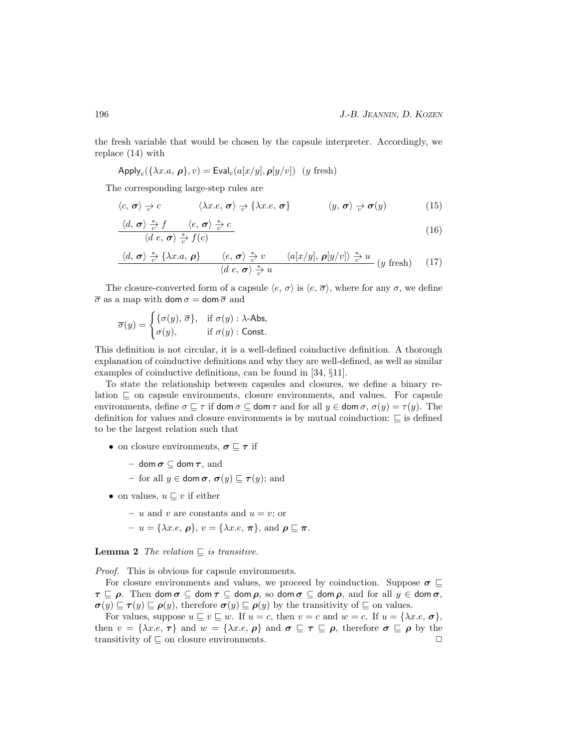the fresh variable that would be chosen by the capsule interpreter. Accordingly, we replace (14) with

$$\mathsf{Apply}_{\mathrm{c}}(\{\lambda x.a,\ \boldsymbol{\rho}\}, v) = \mathsf{Eval}_{\mathrm{c}}(a[x/y], \boldsymbol{\rho}[y/v]) \quad (y \text{ fresh})$$

The corresponding large-step rules are

$$\langle c,\ \boldsymbol{\sigma}\rangle \xrightarrow[c]{} c \qquad \langle \lambda x.e,\ \boldsymbol{\sigma}\rangle \xrightarrow[c]{} \{\lambda x.e,\ \boldsymbol{\sigma}\} \qquad \langle y,\ \boldsymbol{\sigma}\rangle \xrightarrow[c]{} \boldsymbol{\sigma}(y) \tag{15}$$

$$\frac{\langle d,\ \boldsymbol{\sigma}\rangle \xrightarrow[c]{*} f \qquad \langle e,\ \boldsymbol{\sigma}\rangle \xrightarrow[c]{*} c}{\langle d\ e,\ \boldsymbol{\sigma}\rangle \xrightarrow[c]{*} f(c)} \tag{16}$$

$$\frac{\langle d,\ \boldsymbol{\sigma}\rangle \xrightarrow[c]{*} \{\lambda x.a,\ \boldsymbol{\rho}\} \qquad \langle e,\ \boldsymbol{\sigma}\rangle \xrightarrow[c]{*} v \qquad \langle a[x/y],\ \boldsymbol{\rho}[y/v]\rangle \xrightarrow[c]{*} u}{\langle d\ e,\ \boldsymbol{\sigma}\rangle \xrightarrow[c]{*} u}\ (y \text{ fresh}) \tag{17}$$

The closure-converted form of a capsule $\langle e,\ \sigma\rangle$ is $\langle e,\ \overline{\sigma}\rangle$, where for any $\sigma$, we define $\overline{\sigma}$ as a map with $\mathsf{dom}\,\sigma = \mathsf{dom}\,\overline{\sigma}$ and

$$\overline{\sigma}(y) = \begin{cases} \{\sigma(y),\ \overline{\sigma}\}, & \text{if } \sigma(y) : \lambda\text{-}\mathsf{Abs}, \\ \sigma(y), & \text{if } \sigma(y) : \mathsf{Const}. \end{cases}$$

This definition is not circular, it is a well-defined coinductive definition. A thorough explanation of coinductive definitions and why they are well-defined, as well as similar examples of coinductive definitions, can be found in [34, §11].

To state the relationship between capsules and closures, we define a binary relation $\sqsubseteq$ on capsule environments, closure environments, and values. For capsule environments, define $\sigma \sqsubseteq \tau$ if $\mathsf{dom}\,\sigma \subseteq \mathsf{dom}\,\tau$ and for all $y \in \mathsf{dom}\,\sigma$, $\sigma(y) = \tau(y)$. The definition for values and closure environments is by mutual coinduction: $\sqsubseteq$ is defined to be the largest relation such that

- on closure environments, $\boldsymbol{\sigma} \sqsubseteq \boldsymbol{\tau}$ if
  - $\mathsf{dom}\,\boldsymbol{\sigma} \subseteq \mathsf{dom}\,\boldsymbol{\tau}$, and
  - for all $y \in \mathsf{dom}\,\boldsymbol{\sigma}$, $\boldsymbol{\sigma}(y) \sqsubseteq \boldsymbol{\tau}(y)$; and
- on values, $u \sqsubseteq v$ if either
  - $u$ and $v$ are constants and $u = v$; or
  - $u = \{\lambda x.e,\ \boldsymbol{\rho}\}$, $v = \{\lambda x.e,\ \boldsymbol{\pi}\}$, and $\boldsymbol{\rho} \sqsubseteq \boldsymbol{\pi}$.

**Lemma 2** *The relation $\sqsubseteq$ is transitive.*

*Proof.* This is obvious for capsule environments.

For closure environments and values, we proceed by coinduction. Suppose $\boldsymbol{\sigma} \sqsubseteq \boldsymbol{\tau} \sqsubseteq \boldsymbol{\rho}$. Then $\mathsf{dom}\,\boldsymbol{\sigma} \subseteq \mathsf{dom}\,\boldsymbol{\tau} \subseteq \mathsf{dom}\,\boldsymbol{\rho}$, so $\mathsf{dom}\,\boldsymbol{\sigma} \subseteq \mathsf{dom}\,\boldsymbol{\rho}$, and for all $y \in \mathsf{dom}\,\boldsymbol{\sigma}$, $\boldsymbol{\sigma}(y) \sqsubseteq \boldsymbol{\tau}(y) \sqsubseteq \boldsymbol{\rho}(y)$, therefore $\boldsymbol{\sigma}(y) \sqsubseteq \boldsymbol{\rho}(y)$ by the transitivity of $\sqsubseteq$ on values.

For values, suppose $u \sqsubseteq v \sqsubseteq w$. If $u = c$, then $v = c$ and $w = c$. If $u = \{\lambda x.e,\ \boldsymbol{\sigma}\}$, then $v = \{\lambda x.e,\ \boldsymbol{\tau}\}$ and $w = \{\lambda x.e,\ \boldsymbol{\rho}\}$ and $\boldsymbol{\sigma} \sqsubseteq \boldsymbol{\tau} \sqsubseteq \boldsymbol{\rho}$, therefore $\boldsymbol{\sigma} \sqsubseteq \boldsymbol{\rho}$ by the transitivity of $\sqsubseteq$ on closure environments. □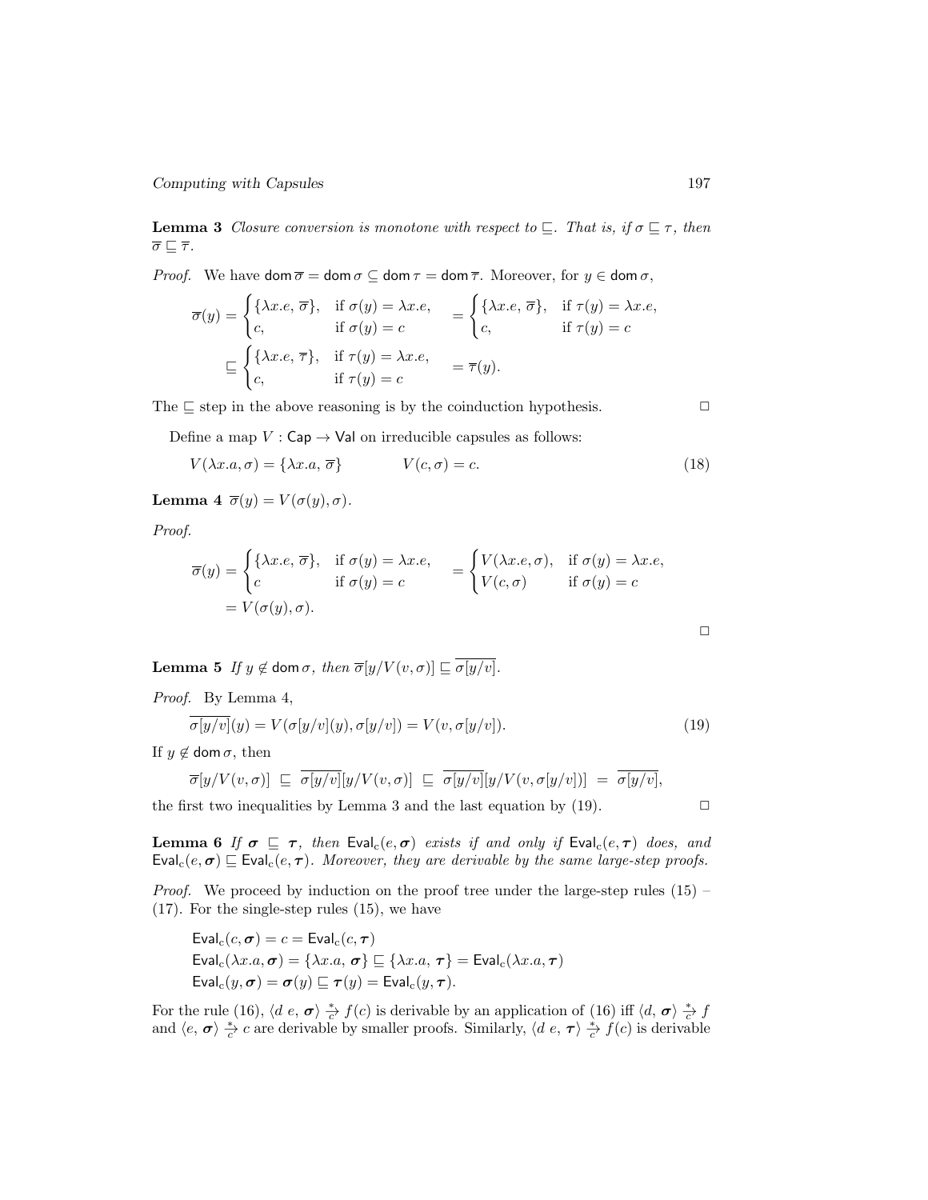**Lemma 3** *Closure conversion is monotone with respect to $\sqsubseteq$. That is, if $\sigma \sqsubseteq \tau$, then $\overline{\sigma} \sqsubseteq \overline{\tau}$.*

*Proof.* We have $\mathsf{dom}\,\overline{\sigma} = \mathsf{dom}\,\sigma \subseteq \mathsf{dom}\,\tau = \mathsf{dom}\,\overline{\tau}$. Moreover, for $y \in \mathsf{dom}\,\sigma$,

$$\overline{\sigma}(y) = \begin{cases} \{\lambda x.e,\ \overline{\sigma}\}, & \text{if } \sigma(y) = \lambda x.e, \\ c, & \text{if } \sigma(y) = c \end{cases} = \begin{cases} \{\lambda x.e,\ \overline{\sigma}\}, & \text{if } \tau(y) = \lambda x.e, \\ c, & \text{if } \tau(y) = c \end{cases}$$

$$\sqsubseteq \begin{cases} \{\lambda x.e,\ \overline{\tau}\}, & \text{if } \tau(y) = \lambda x.e, \\ c, & \text{if } \tau(y) = c \end{cases} = \overline{\tau}(y).$$

The $\sqsubseteq$ step in the above reasoning is by the coinduction hypothesis. $\square$

Define a map $V : \mathsf{Cap} \to \mathsf{Val}$ on irreducible capsules as follows:

$$V(\lambda x.a, \sigma) = \{\lambda x.a,\ \overline{\sigma}\} \qquad\qquad V(c, \sigma) = c. \tag{18}$$

**Lemma 4** $\overline{\sigma}(y) = V(\sigma(y), \sigma)$.

*Proof.*

$$\overline{\sigma}(y) = \begin{cases} \{\lambda x.e,\ \overline{\sigma}\}, & \text{if } \sigma(y) = \lambda x.e, \\ c & \text{if } \sigma(y) = c \end{cases} = \begin{cases} V(\lambda x.e, \sigma), & \text{if } \sigma(y) = \lambda x.e, \\ V(c, \sigma) & \text{if } \sigma(y) = c \end{cases}$$

$$= V(\sigma(y), \sigma).$$

$\square$

**Lemma 5** *If $y \notin \mathsf{dom}\,\sigma$, then $\overline{\sigma}[y/V(v,\sigma)] \sqsubseteq \overline{\sigma[y/v]}$.*

*Proof.* By Lemma 4,

$$\overline{\sigma[y/v]}(y) = V(\sigma[y/v](y), \sigma[y/v]) = V(v, \sigma[y/v]). \tag{19}$$

If $y \notin \mathsf{dom}\,\sigma$, then

$$\overline{\sigma}[y/V(v,\sigma)] \;\sqsubseteq\; \overline{\sigma[y/v]}[y/V(v,\sigma)] \;\sqsubseteq\; \overline{\sigma[y/v]}[y/V(v,\sigma[y/v])] \;=\; \overline{\sigma[y/v]},$$

the first two inequalities by Lemma 3 and the last equation by (19). $\square$

**Lemma 6** *If $\boldsymbol{\sigma} \sqsubseteq \boldsymbol{\tau}$, then $\mathsf{Eval_c}(e, \boldsymbol{\sigma})$ exists if and only if $\mathsf{Eval_c}(e, \boldsymbol{\tau})$ does, and $\mathsf{Eval_c}(e, \boldsymbol{\sigma}) \sqsubseteq \mathsf{Eval_c}(e, \boldsymbol{\tau})$. Moreover, they are derivable by the same large-step proofs.*

*Proof.* We proceed by induction on the proof tree under the large-step rules (15) – (17). For the single-step rules (15), we have

$$\mathsf{Eval_c}(c, \boldsymbol{\sigma}) = c = \mathsf{Eval_c}(c, \boldsymbol{\tau})$$
$$\mathsf{Eval_c}(\lambda x.a, \boldsymbol{\sigma}) = \{\lambda x.a,\ \boldsymbol{\sigma}\} \sqsubseteq \{\lambda x.a,\ \boldsymbol{\tau}\} = \mathsf{Eval_c}(\lambda x.a, \boldsymbol{\tau})$$
$$\mathsf{Eval_c}(y, \boldsymbol{\sigma}) = \boldsymbol{\sigma}(y) \sqsubseteq \boldsymbol{\tau}(y) = \mathsf{Eval_c}(y, \boldsymbol{\tau}).$$

For the rule (16), $\langle d\ e,\ \boldsymbol{\sigma}\rangle \xrightarrow[c]{*} f(c)$ is derivable by an application of (16) iff $\langle d,\ \boldsymbol{\sigma}\rangle \xrightarrow[c]{*} f$ and $\langle e,\ \boldsymbol{\sigma}\rangle \xrightarrow[c]{*} c$ are derivable by smaller proofs. Similarly, $\langle d\ e,\ \boldsymbol{\tau}\rangle \xrightarrow[c]{*} f(c)$ is derivable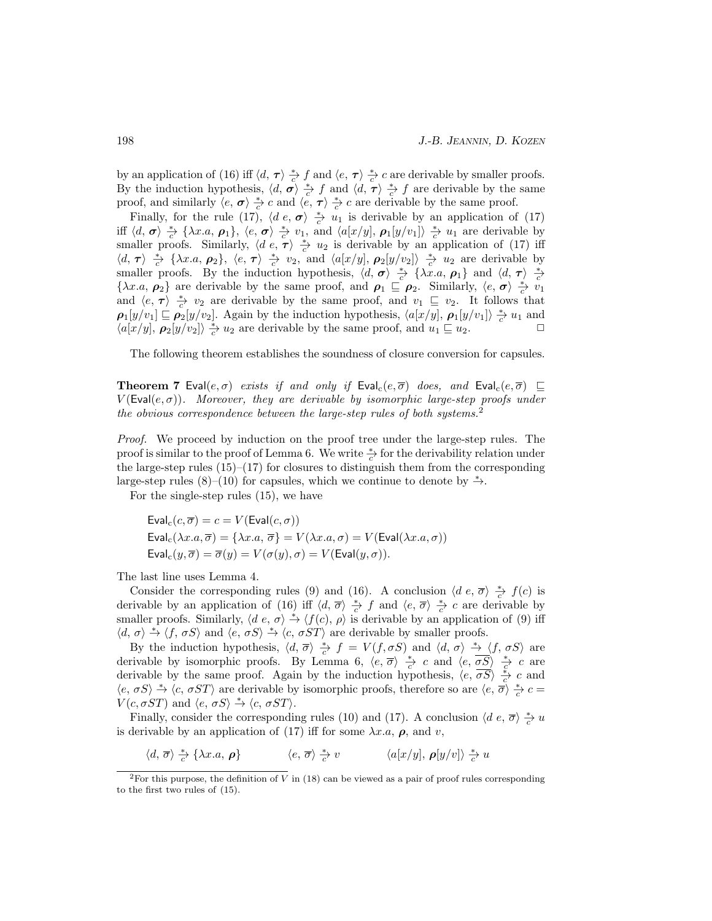by an application of (16) iff $\langle d,\, \boldsymbol{\tau}\rangle \xrightarrow[c]{*} f$ and $\langle e,\, \boldsymbol{\tau}\rangle \xrightarrow[c]{*} c$ are derivable by smaller proofs. By the induction hypothesis, $\langle d,\, \boldsymbol{\sigma}\rangle \xrightarrow[c]{*} f$ and $\langle d,\, \boldsymbol{\tau}\rangle \xrightarrow[c]{*} f$ are derivable by the same proof, and similarly $\langle e,\, \boldsymbol{\sigma}\rangle \xrightarrow[c]{*} c$ and $\langle e,\, \boldsymbol{\tau}\rangle \xrightarrow[c]{*} c$ are derivable by the same proof.

Finally, for the rule (17), $\langle d\ e,\, \boldsymbol{\sigma}\rangle \xrightarrow[c]{*} u_1$ is derivable by an application of (17) iff $\langle d,\, \boldsymbol{\sigma}\rangle \xrightarrow[c]{*} \{\lambda x.a,\, \boldsymbol{\rho}_1\}$, $\langle e,\, \boldsymbol{\sigma}\rangle \xrightarrow[c]{*} v_1$, and $\langle a[x/y],\, \boldsymbol{\rho}_1[y/v_1]\rangle \xrightarrow[c]{*} u_1$ are derivable by smaller proofs. Similarly, $\langle d\ e,\, \boldsymbol{\tau}\rangle \xrightarrow[c]{*} u_2$ is derivable by an application of (17) iff $\langle d,\, \boldsymbol{\tau}\rangle \xrightarrow[c]{*} \{\lambda x.a,\, \boldsymbol{\rho}_2\}$, $\langle e,\, \boldsymbol{\tau}\rangle \xrightarrow[c]{*} v_2$, and $\langle a[x/y],\, \boldsymbol{\rho}_2[y/v_2]\rangle \xrightarrow[c]{*} u_2$ are derivable by smaller proofs. By the induction hypothesis, $\langle d,\, \boldsymbol{\sigma}\rangle \xrightarrow[c]{*} \{\lambda x.a,\, \boldsymbol{\rho}_1\}$ and $\langle d,\, \boldsymbol{\tau}\rangle \xrightarrow[c]{*} \{\lambda x.a,\, \boldsymbol{\rho}_2\}$ are derivable by the same proof, and $\boldsymbol{\rho}_1 \sqsubseteq \boldsymbol{\rho}_2$. Similarly, $\langle e,\, \boldsymbol{\sigma}\rangle \xrightarrow[c]{*} v_1$ and $\langle e,\, \boldsymbol{\tau}\rangle \xrightarrow[c]{*} v_2$ are derivable by the same proof, and $v_1 \sqsubseteq v_2$. It follows that $\boldsymbol{\rho}_1[y/v_1] \sqsubseteq \boldsymbol{\rho}_2[y/v_2]$. Again by the induction hypothesis, $\langle a[x/y],\, \boldsymbol{\rho}_1[y/v_1]\rangle \xrightarrow[c]{*} u_1$ and $\langle a[x/y],\, \boldsymbol{\rho}_2[y/v_2]\rangle \xrightarrow[c]{*} u_2$ are derivable by the same proof, and $u_1 \sqsubseteq u_2$. $\square$

The following theorem establishes the soundness of closure conversion for capsules.

**Theorem 7** *$\mathsf{Eval}(e,\sigma)$ exists if and only if $\mathsf{Eval}_{\mathrm{c}}(e,\overline{\sigma})$ does, and $\mathsf{Eval}_{\mathrm{c}}(e,\overline{\sigma}) \sqsubseteq V(\mathsf{Eval}(e,\sigma))$. Moreover, they are derivable by isomorphic large-step proofs under the obvious correspondence between the large-step rules of both systems.*[2]

*Proof.* We proceed by induction on the proof tree under the large-step rules. The proof is similar to the proof of Lemma 6. We write $\xrightarrow[c]{*}$ for the derivability relation under the large-step rules (15)–(17) for closures to distinguish them from the corresponding large-step rules (8)–(10) for capsules, which we continue to denote by $\xrightarrow{*}$.

For the single-step rules (15), we have

$$\mathsf{Eval}_{\mathrm{c}}(c,\overline{\sigma}) = c = V(\mathsf{Eval}(c,\sigma))$$
$$\mathsf{Eval}_{\mathrm{c}}(\lambda x.a,\overline{\sigma}) = \{\lambda x.a,\, \overline{\sigma}\} = V(\lambda x.a,\sigma) = V(\mathsf{Eval}(\lambda x.a,\sigma))$$
$$\mathsf{Eval}_{\mathrm{c}}(y,\overline{\sigma}) = \overline{\sigma}(y) = V(\sigma(y),\sigma) = V(\mathsf{Eval}(y,\sigma)).$$

The last line uses Lemma 4.

Consider the corresponding rules (9) and (16). A conclusion $\langle d\ e,\, \overline{\sigma}\rangle \xrightarrow[c]{*} f(c)$ is derivable by an application of (16) iff $\langle d,\, \overline{\sigma}\rangle \xrightarrow[c]{*} f$ and $\langle e,\, \overline{\sigma}\rangle \xrightarrow[c]{*} c$ are derivable by smaller proofs. Similarly, $\langle d\ e,\, \sigma\rangle \xrightarrow{*} \langle f(c),\, \rho\rangle$ is derivable by an application of (9) iff $\langle d,\, \sigma\rangle \xrightarrow{*} \langle f,\, \sigma S\rangle$ and $\langle e,\, \sigma S\rangle \xrightarrow{*} \langle c,\, \sigma ST\rangle$ are derivable by smaller proofs.

By the induction hypothesis, $\langle d,\, \overline{\sigma}\rangle \xrightarrow[c]{*} f = V(f,\sigma S)$ and $\langle d,\, \sigma\rangle \xrightarrow{*} \langle f,\, \sigma S\rangle$ are derivable by isomorphic proofs. By Lemma 6, $\langle e,\, \overline{\sigma}\rangle \xrightarrow[c]{*} c$ and $\langle e,\, \overline{\sigma S}\rangle \xrightarrow[c]{*} c$ are derivable by the same proof. Again by the induction hypothesis, $\langle e,\, \overline{\sigma S}\rangle \xrightarrow[c]{*} c$ and $\langle e,\, \sigma S\rangle \xrightarrow{*} \langle c,\, \sigma ST\rangle$ are derivable by isomorphic proofs, therefore so are $\langle e,\, \overline{\sigma}\rangle \xrightarrow[c]{*} c = V(c,\sigma ST)$ and $\langle e,\, \sigma S\rangle \xrightarrow{*} \langle c,\, \sigma ST\rangle$.

Finally, consider the corresponding rules (10) and (17). A conclusion $\langle d\ e,\, \overline{\sigma}\rangle \xrightarrow[c]{*} u$ is derivable by an application of (17) iff for some $\lambda x.a$, $\boldsymbol{\rho}$, and $v$,

$$\langle d,\, \overline{\sigma}\rangle \xrightarrow[c]{*} \{\lambda x.a,\, \boldsymbol{\rho}\} \qquad \langle e,\, \overline{\sigma}\rangle \xrightarrow[c]{*} v \qquad \langle a[x/y],\, \boldsymbol{\rho}[y/v]\rangle \xrightarrow[c]{*} u$$

---

[2] For this purpose, the definition of $V$ in (18) can be viewed as a pair of proof rules corresponding to the first two rules of (15).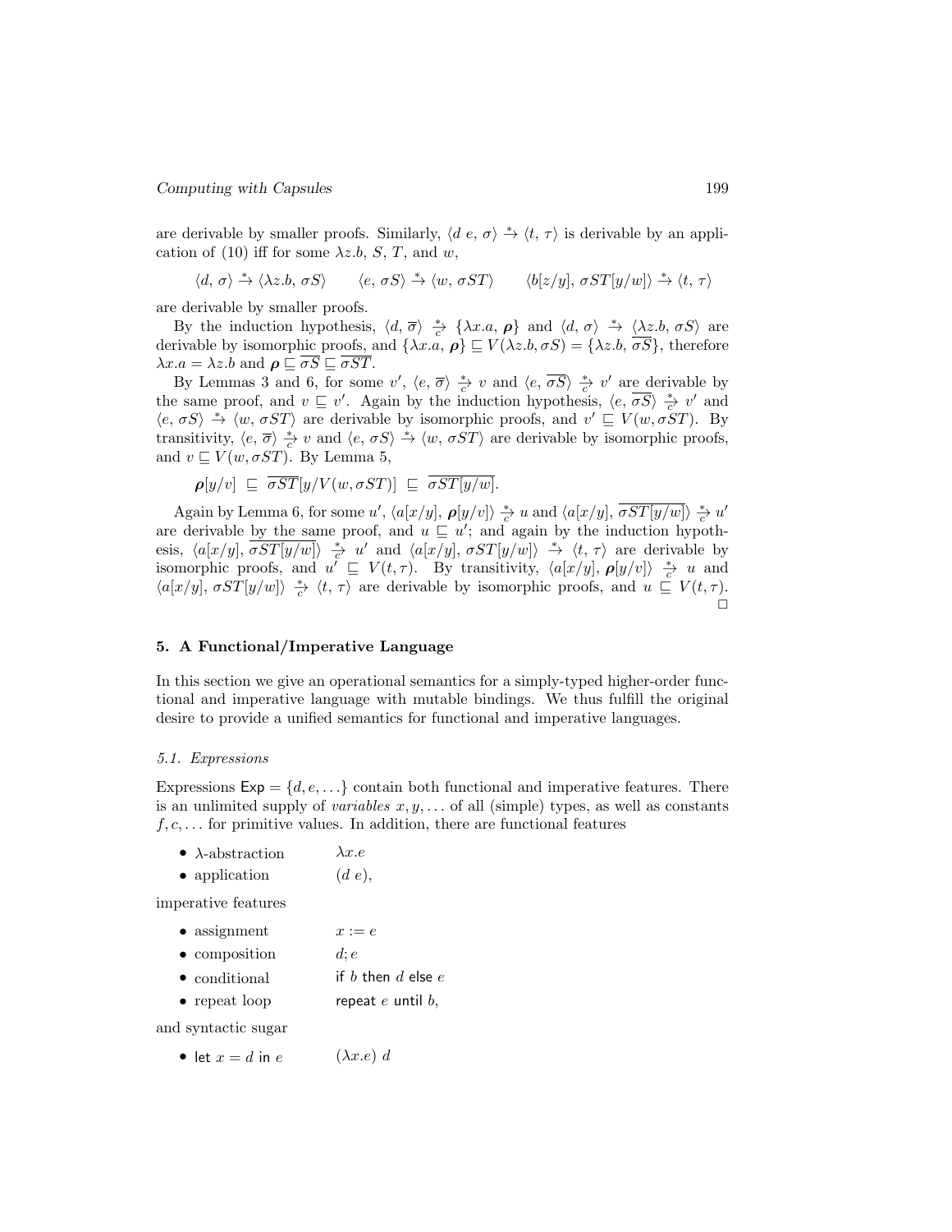are derivable by smaller proofs. Similarly, $\langle d\ e,\, \sigma\rangle \xrightarrow{*} \langle t,\, \tau\rangle$ is derivable by an application of (10) iff for some $\lambda z.b$, $S$, $T$, and $w$,

$$\langle d,\, \sigma\rangle \xrightarrow{*} \langle \lambda z.b,\, \sigma S\rangle \qquad \langle e,\, \sigma S\rangle \xrightarrow{*} \langle w,\, \sigma ST\rangle \qquad \langle b[z/y],\, \sigma ST[y/w]\rangle \xrightarrow{*} \langle t,\, \tau\rangle$$

are derivable by smaller proofs.

By the induction hypothesis, $\langle d,\, \overline{\sigma}\rangle \xrightarrow[c]{*} \{\lambda x.a,\, \boldsymbol{\rho}\}$ and $\langle d,\, \sigma\rangle \xrightarrow{*} \langle \lambda z.b,\, \sigma S\rangle$ are derivable by isomorphic proofs, and $\{\lambda x.a,\, \boldsymbol{\rho}\} \sqsubseteq V(\lambda z.b, \sigma S) = \{\lambda z.b,\, \overline{\sigma S}\}$, therefore $\lambda x.a = \lambda z.b$ and $\boldsymbol{\rho} \sqsubseteq \overline{\sigma S} \sqsubseteq \overline{\sigma ST}$.

By Lemmas 3 and 6, for some $v'$, $\langle e,\, \overline{\sigma}\rangle \xrightarrow[c]{*} v$ and $\langle e,\, \overline{\sigma S}\rangle \xrightarrow[c]{*} v'$ are derivable by the same proof, and $v \sqsubseteq v'$. Again by the induction hypothesis, $\langle e,\, \overline{\sigma S}\rangle \xrightarrow[c]{*} v'$ and $\langle e,\, \sigma S\rangle \xrightarrow{*} \langle w,\, \sigma ST\rangle$ are derivable by isomorphic proofs, and $v' \sqsubseteq V(w, \sigma ST)$. By transitivity, $\langle e,\, \overline{\sigma}\rangle \xrightarrow[c]{*} v$ and $\langle e,\, \sigma S\rangle \xrightarrow{*} \langle w,\, \sigma ST\rangle$ are derivable by isomorphic proofs, and $v \sqsubseteq V(w, \sigma ST)$. By Lemma 5,

$$\boldsymbol{\rho}[y/v] \ \sqsubseteq\ \overline{\sigma ST}[y/V(w, \sigma ST)] \ \sqsubseteq\ \overline{\sigma ST[y/w]}.$$

Again by Lemma 6, for some $u'$, $\langle a[x/y],\, \boldsymbol{\rho}[y/v]\rangle \xrightarrow[c]{*} u$ and $\langle a[x/y],\, \overline{\sigma ST[y/w]}\rangle \xrightarrow[c]{*} u'$ are derivable by the same proof, and $u \sqsubseteq u'$; and again by the induction hypothesis, $\langle a[x/y],\, \overline{\sigma ST[y/w]}\rangle \xrightarrow[c]{*} u'$ and $\langle a[x/y],\, \sigma ST[y/w]\rangle \xrightarrow{*} \langle t,\, \tau\rangle$ are derivable by isomorphic proofs, and $u' \sqsubseteq V(t, \tau)$. By transitivity, $\langle a[x/y],\, \boldsymbol{\rho}[y/v]\rangle \xrightarrow[c]{*} u$ and $\langle a[x/y],\, \sigma ST[y/w]\rangle \xrightarrow[c]{*} \langle t,\, \tau\rangle$ are derivable by isomorphic proofs, and $u \sqsubseteq V(t, \tau)$. $\square$

## 5. A Functional/Imperative Language

In this section we give an operational semantics for a simply-typed higher-order functional and imperative language with mutable bindings. We thus fulfill the original desire to provide a unified semantics for functional and imperative languages.

### 5.1. Expressions

Expressions $\mathsf{Exp} = \{d, e, \ldots\}$ contain both functional and imperative features. There is an unlimited supply of *variables* $x, y, \ldots$ of all (simple) types, as well as constants $f, c, \ldots$ for primitive values. In addition, there are functional features

- $\lambda$-abstraction $\quad \lambda x.e$
- application $\quad (d\ e)$,

imperative features

- assignment $\quad x := e$
- composition $\quad d; e$
- conditional $\quad \mathsf{if}\ b\ \mathsf{then}\ d\ \mathsf{else}\ e$
- repeat loop $\quad \mathsf{repeat}\ e\ \mathsf{until}\ b$,

and syntactic sugar

- $\mathsf{let}\ x = d\ \mathsf{in}\ e \quad (\lambda x.e)\ d$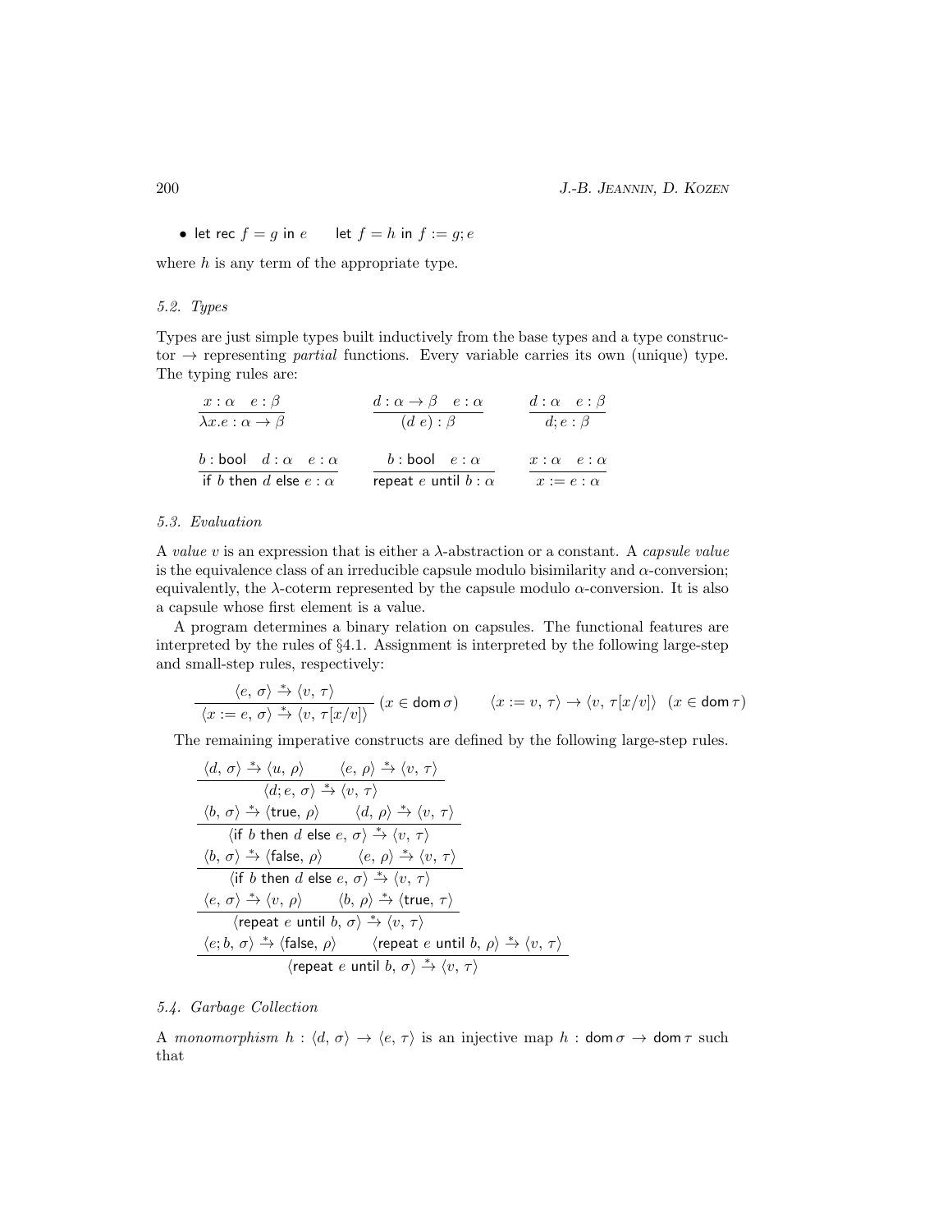- let rec $f = g$ in $e$ $\qquad$ let $f = h$ in $f := g; e$

where $h$ is any term of the appropriate type.

### 5.2. Types

Types are just simple types built inductively from the base types and a type constructor $\to$ representing *partial* functions. Every variable carries its own (unique) type. The typing rules are:

$$\frac{x : \alpha \quad e : \beta}{\lambda x.e : \alpha \to \beta} \qquad \frac{d : \alpha \to \beta \quad e : \alpha}{(d\ e) : \beta} \qquad \frac{d : \alpha \quad e : \beta}{d; e : \beta}$$

$$\frac{b : \mathsf{bool} \quad d : \alpha \quad e : \alpha}{\mathsf{if}\ b\ \mathsf{then}\ d\ \mathsf{else}\ e : \alpha} \qquad \frac{b : \mathsf{bool} \quad e : \alpha}{\mathsf{repeat}\ e\ \mathsf{until}\ b : \alpha} \qquad \frac{x : \alpha \quad e : \alpha}{x := e : \alpha}$$

### 5.3. Evaluation

A *value* $v$ is an expression that is either a $\lambda$-abstraction or a constant. A *capsule value* is the equivalence class of an irreducible capsule modulo bisimilarity and $\alpha$-conversion; equivalently, the $\lambda$-coterm represented by the capsule modulo $\alpha$-conversion. It is also a capsule whose first element is a value.

A program determines a binary relation on capsules. The functional features are interpreted by the rules of §4.1. Assignment is interpreted by the following large-step and small-step rules, respectively:

$$\frac{\langle e,\, \sigma\rangle \xrightarrow{*} \langle v,\, \tau\rangle}{\langle x := e,\, \sigma\rangle \xrightarrow{*} \langle v,\, \tau[x/v]\rangle}\ (x \in \mathsf{dom}\,\sigma) \qquad \langle x := v,\, \tau\rangle \to \langle v,\, \tau[x/v]\rangle \quad (x \in \mathsf{dom}\,\tau)$$

The remaining imperative constructs are defined by the following large-step rules.

$$\frac{\langle d,\, \sigma\rangle \xrightarrow{*} \langle u,\, \rho\rangle \qquad \langle e,\, \rho\rangle \xrightarrow{*} \langle v,\, \tau\rangle}{\langle d; e,\, \sigma\rangle \xrightarrow{*} \langle v,\, \tau\rangle}$$

$$\frac{\langle b,\, \sigma\rangle \xrightarrow{*} \langle \mathsf{true},\, \rho\rangle \qquad \langle d,\, \rho\rangle \xrightarrow{*} \langle v,\, \tau\rangle}{\langle \mathsf{if}\ b\ \mathsf{then}\ d\ \mathsf{else}\ e,\, \sigma\rangle \xrightarrow{*} \langle v,\, \tau\rangle}$$

$$\frac{\langle b,\, \sigma\rangle \xrightarrow{*} \langle \mathsf{false},\, \rho\rangle \qquad \langle e,\, \rho\rangle \xrightarrow{*} \langle v,\, \tau\rangle}{\langle \mathsf{if}\ b\ \mathsf{then}\ d\ \mathsf{else}\ e,\, \sigma\rangle \xrightarrow{*} \langle v,\, \tau\rangle}$$

$$\frac{\langle e,\, \sigma\rangle \xrightarrow{*} \langle v,\, \rho\rangle \qquad \langle b,\, \rho\rangle \xrightarrow{*} \langle \mathsf{true},\, \tau\rangle}{\langle \mathsf{repeat}\ e\ \mathsf{until}\ b,\, \sigma\rangle \xrightarrow{*} \langle v,\, \tau\rangle}$$

$$\frac{\langle e; b,\, \sigma\rangle \xrightarrow{*} \langle \mathsf{false},\, \rho\rangle \qquad \langle \mathsf{repeat}\ e\ \mathsf{until}\ b,\, \rho\rangle \xrightarrow{*} \langle v,\, \tau\rangle}{\langle \mathsf{repeat}\ e\ \mathsf{until}\ b,\, \sigma\rangle \xrightarrow{*} \langle v,\, \tau\rangle}$$

### 5.4. Garbage Collection

A *monomorphism* $h : \langle d,\, \sigma\rangle \to \langle e,\, \tau\rangle$ is an injective map $h : \mathsf{dom}\,\sigma \to \mathsf{dom}\,\tau$ such that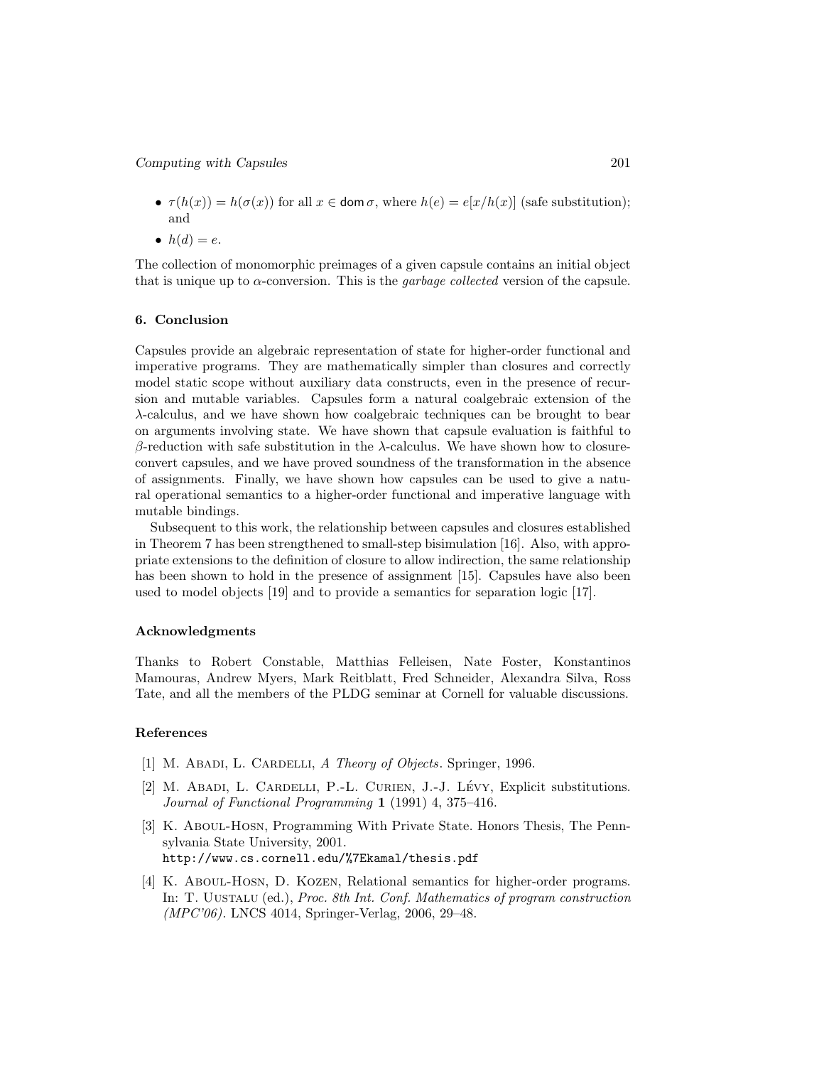- $\tau(h(x)) = h(\sigma(x))$ for all $x \in \mathsf{dom}\,\sigma$, where $h(e) = e[x/h(x)]$ (safe substitution); and
- $h(d) = e$.

The collection of monomorphic preimages of a given capsule contains an initial object that is unique up to $\alpha$-conversion. This is the *garbage collected* version of the capsule.

### 6. Conclusion

Capsules provide an algebraic representation of state for higher-order functional and imperative programs. They are mathematically simpler than closures and correctly model static scope without auxiliary data constructs, even in the presence of recursion and mutable variables. Capsules form a natural coalgebraic extension of the $\lambda$-calculus, and we have shown how coalgebraic techniques can be brought to bear on arguments involving state. We have shown that capsule evaluation is faithful to $\beta$-reduction with safe substitution in the $\lambda$-calculus. We have shown how to closure-convert capsules, and we have proved soundness of the transformation in the absence of assignments. Finally, we have shown how capsules can be used to give a natural operational semantics to a higher-order functional and imperative language with mutable bindings.

Subsequent to this work, the relationship between capsules and closures established in Theorem 7 has been strengthened to small-step bisimulation [16]. Also, with appropriate extensions to the definition of closure to allow indirection, the same relationship has been shown to hold in the presence of assignment [15]. Capsules have also been used to model objects [19] and to provide a semantics for separation logic [17].

### Acknowledgments

Thanks to Robert Constable, Matthias Felleisen, Nate Foster, Konstantinos Mamouras, Andrew Myers, Mark Reitblatt, Fred Schneider, Alexandra Silva, Ross Tate, and all the members of the PLDG seminar at Cornell for valuable discussions.

### References

[1] M. Abadi, L. Cardelli, *A Theory of Objects*. Springer, 1996.

[2] M. Abadi, L. Cardelli, P.-L. Curien, J.-J. Lévy, Explicit substitutions. *Journal of Functional Programming* **1** (1991) 4, 375–416.

[3] K. Aboul-Hosn, Programming With Private State. Honors Thesis, The Pennsylvania State University, 2001.
`http://www.cs.cornell.edu/%7Ekamal/thesis.pdf`

[4] K. Aboul-Hosn, D. Kozen, Relational semantics for higher-order programs. In: T. Uustalu (ed.), *Proc. 8th Int. Conf. Mathematics of program construction (MPC'06)*. LNCS 4014, Springer-Verlag, 2006, 29–48.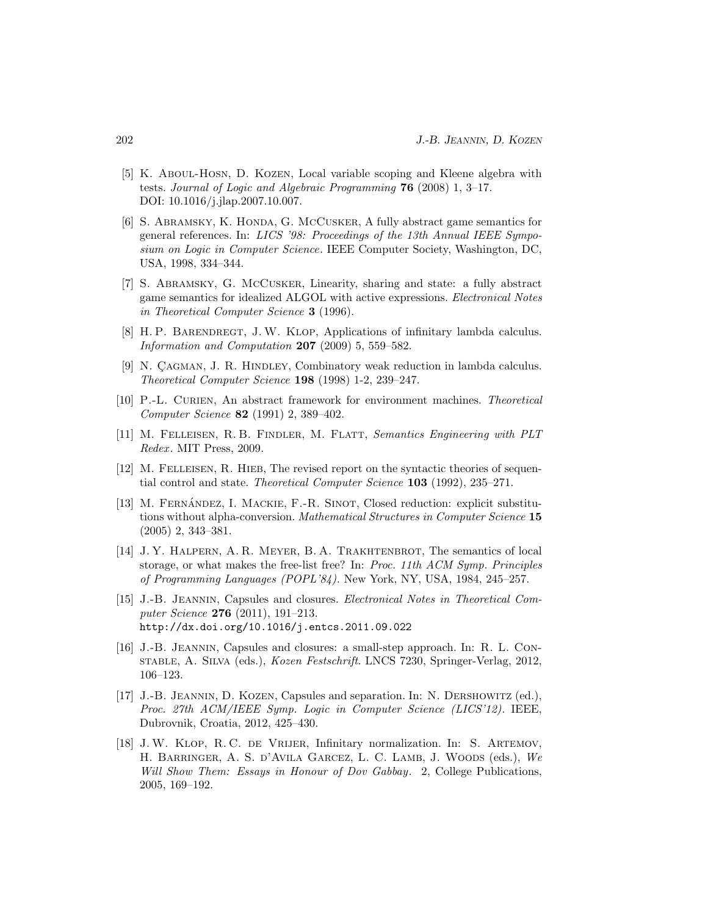[5] K. Aboul-Hosn, D. Kozen, Local variable scoping and Kleene algebra with tests. *Journal of Logic and Algebraic Programming* **76** (2008) 1, 3–17. DOI: 10.1016/j.jlap.2007.10.007.

[6] S. Abramsky, K. Honda, G. McCusker, A fully abstract game semantics for general references. In: *LICS '98: Proceedings of the 13th Annual IEEE Symposium on Logic in Computer Science*. IEEE Computer Society, Washington, DC, USA, 1998, 334–344.

[7] S. Abramsky, G. McCusker, Linearity, sharing and state: a fully abstract game semantics for idealized ALGOL with active expressions. *Electronical Notes in Theoretical Computer Science* **3** (1996).

[8] H. P. Barendregt, J. W. Klop, Applications of infinitary lambda calculus. *Information and Computation* **207** (2009) 5, 559–582.

[9] N. Çagman, J. R. Hindley, Combinatory weak reduction in lambda calculus. *Theoretical Computer Science* **198** (1998) 1-2, 239–247.

[10] P.-L. Curien, An abstract framework for environment machines. *Theoretical Computer Science* **82** (1991) 2, 389–402.

[11] M. Felleisen, R. B. Findler, M. Flatt, *Semantics Engineering with PLT Redex*. MIT Press, 2009.

[12] M. Felleisen, R. Hieb, The revised report on the syntactic theories of sequential control and state. *Theoretical Computer Science* **103** (1992), 235–271.

[13] M. Fernández, I. Mackie, F.-R. Sinot, Closed reduction: explicit substitutions without alpha-conversion. *Mathematical Structures in Computer Science* **15** (2005) 2, 343–381.

[14] J. Y. Halpern, A. R. Meyer, B. A. Trakhtenbrot, The semantics of local storage, or what makes the free-list free? In: *Proc. 11th ACM Symp. Principles of Programming Languages (POPL'84)*. New York, NY, USA, 1984, 245–257.

[15] J.-B. Jeannin, Capsules and closures. *Electronical Notes in Theoretical Computer Science* **276** (2011), 191–213. http://dx.doi.org/10.1016/j.entcs.2011.09.022

[16] J.-B. Jeannin, Capsules and closures: a small-step approach. In: R. L. Constable, A. Silva (eds.), *Kozen Festschrift*. LNCS 7230, Springer-Verlag, 2012, 106–123.

[17] J.-B. Jeannin, D. Kozen, Capsules and separation. In: N. Dershowitz (ed.), *Proc. 27th ACM/IEEE Symp. Logic in Computer Science (LICS'12)*. IEEE, Dubrovnik, Croatia, 2012, 425–430.

[18] J. W. Klop, R. C. de Vrijer, Infinitary normalization. In: S. Artemov, H. Barringer, A. S. d'Avila Garcez, L. C. Lamb, J. Woods (eds.), *We Will Show Them: Essays in Honour of Dov Gabbay*. 2, College Publications, 2005, 169–192.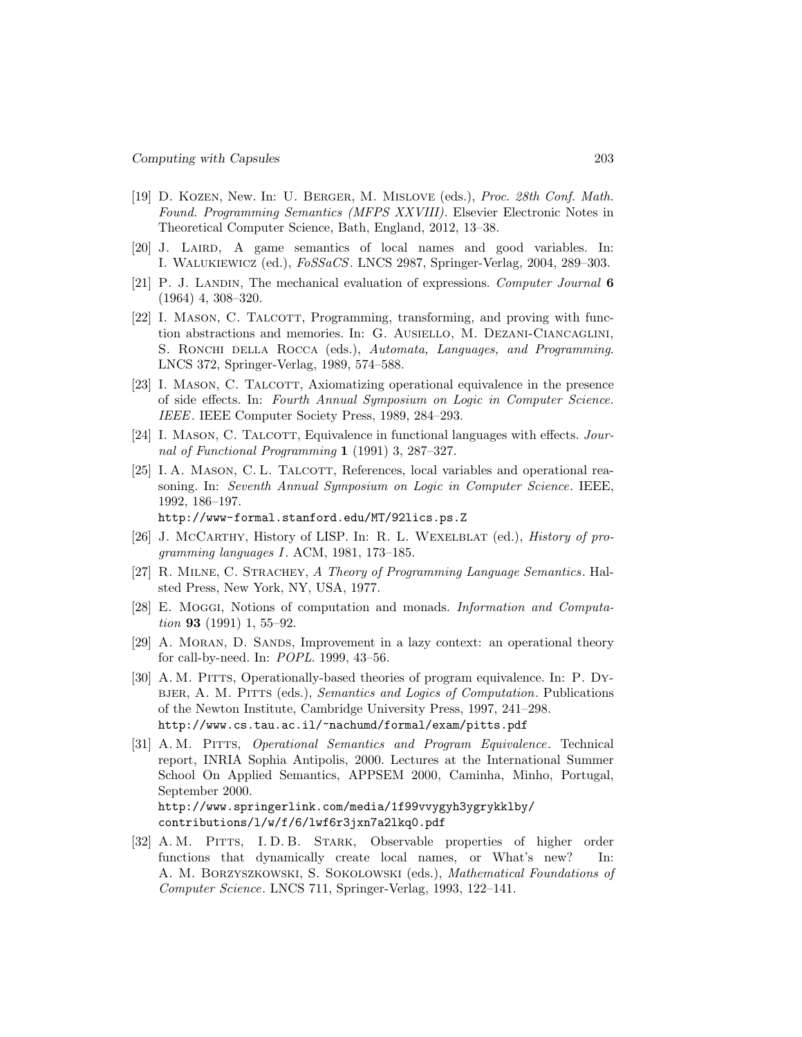[19] D. Kozen, New. In: U. Berger, M. Mislove (eds.), *Proc. 28th Conf. Math. Found. Programming Semantics (MFPS XXVIII)*. Elsevier Electronic Notes in Theoretical Computer Science, Bath, England, 2012, 13–38.

[20] J. Laird, A game semantics of local names and good variables. In: I. Walukiewicz (ed.), *FoSSaCS*. LNCS 2987, Springer-Verlag, 2004, 289–303.

[21] P. J. Landin, The mechanical evaluation of expressions. *Computer Journal* **6** (1964) 4, 308–320.

[22] I. Mason, C. Talcott, Programming, transforming, and proving with function abstractions and memories. In: G. Ausiello, M. Dezani-Ciancaglini, S. Ronchi della Rocca (eds.), *Automata, Languages, and Programming*. LNCS 372, Springer-Verlag, 1989, 574–588.

[23] I. Mason, C. Talcott, Axiomatizing operational equivalence in the presence of side effects. In: *Fourth Annual Symposium on Logic in Computer Science. IEEE*. IEEE Computer Society Press, 1989, 284–293.

[24] I. Mason, C. Talcott, Equivalence in functional languages with effects. *Journal of Functional Programming* **1** (1991) 3, 287–327.

[25] I. A. Mason, C. L. Talcott, References, local variables and operational reasoning. In: *Seventh Annual Symposium on Logic in Computer Science*. IEEE, 1992, 186–197.
http://www-formal.stanford.edu/MT/92lics.ps.Z

[26] J. McCarthy, History of LISP. In: R. L. Wexelblat (ed.), *History of programming languages I*. ACM, 1981, 173–185.

[27] R. Milne, C. Strachey, *A Theory of Programming Language Semantics*. Halsted Press, New York, NY, USA, 1977.

[28] E. Moggi, Notions of computation and monads. *Information and Computation* **93** (1991) 1, 55–92.

[29] A. Moran, D. Sands, Improvement in a lazy context: an operational theory for call-by-need. In: *POPL*. 1999, 43–56.

[30] A. M. Pitts, Operationally-based theories of program equivalence. In: P. Dybjer, A. M. Pitts (eds.), *Semantics and Logics of Computation*. Publications of the Newton Institute, Cambridge University Press, 1997, 241–298.
http://www.cs.tau.ac.il/~nachumd/formal/exam/pitts.pdf

[31] A. M. Pitts, *Operational Semantics and Program Equivalence*. Technical report, INRIA Sophia Antipolis, 2000. Lectures at the International Summer School On Applied Semantics, APPSEM 2000, Caminha, Minho, Portugal, September 2000.
http://www.springerlink.com/media/1f99vvygyh3ygrykklby/contributions/l/w/f/6/lwf6r3jxn7a2lkq0.pdf

[32] A. M. Pitts, I. D. B. Stark, Observable properties of higher order functions that dynamically create local names, or What's new? In: A. M. Borzyszkowski, S. Sokolowski (eds.), *Mathematical Foundations of Computer Science*. LNCS 711, Springer-Verlag, 1993, 122–141.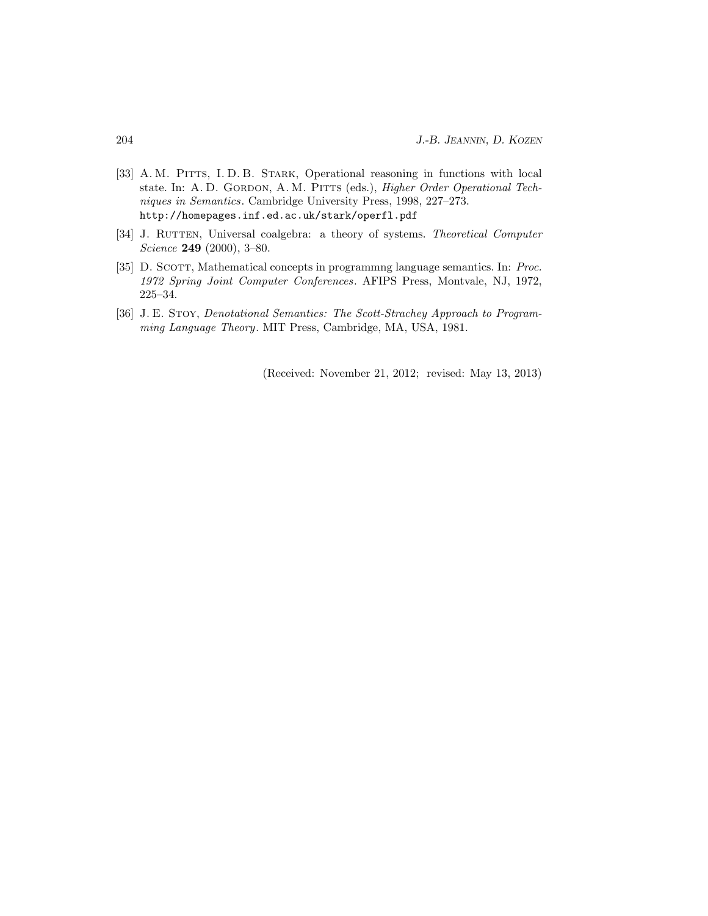[33] A. M. Pitts, I. D. B. Stark, Operational reasoning in functions with local state. In: A. D. Gordon, A. M. Pitts (eds.), *Higher Order Operational Techniques in Semantics*. Cambridge University Press, 1998, 227–273. http://homepages.inf.ed.ac.uk/stark/operfl.pdf

[34] J. Rutten, Universal coalgebra: a theory of systems. *Theoretical Computer Science* **249** (2000), 3–80.

[35] D. Scott, Mathematical concepts in programmng language semantics. In: *Proc. 1972 Spring Joint Computer Conferences*. AFIPS Press, Montvale, NJ, 1972, 225–34.

[36] J. E. Stoy, *Denotational Semantics: The Scott-Strachey Approach to Programming Language Theory*. MIT Press, Cambridge, MA, USA, 1981.

(Received: November 21, 2012; revised: May 13, 2013)